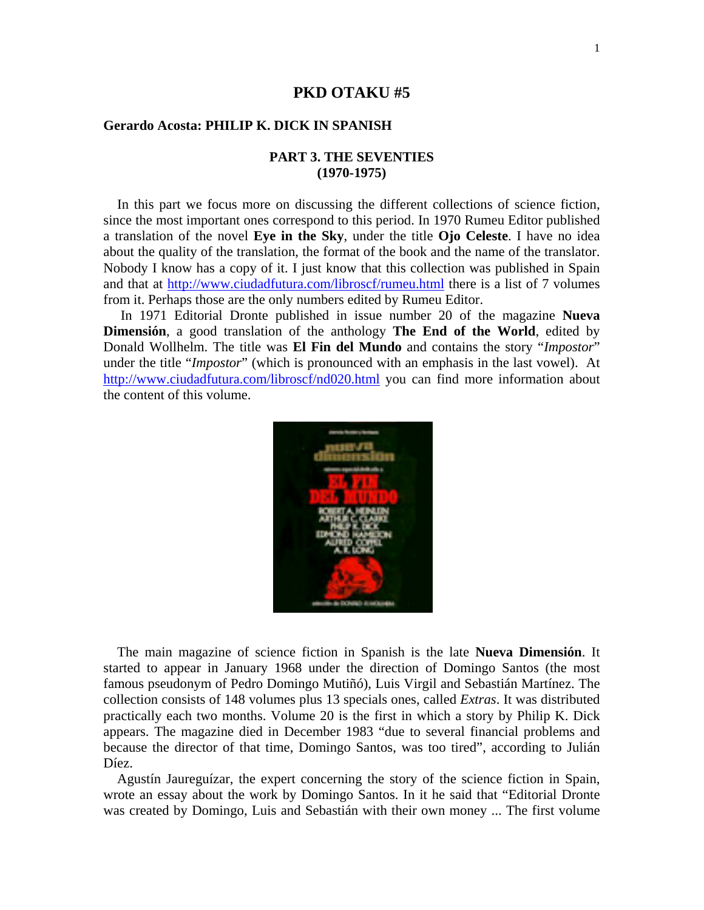# PKD OTAKU #5

## Gerardo Acosta: PHILIP K. DICK IN SPANISH

### PART 3. THE SEVENTIES (1970-1975)

In this part we focus more on discussing the different collections of science fiction, since the most important ones correspond to this period. In 1970 Rumeu Editor published a translation of the novel **Eye in the Sky**, under the title **Ojo Celeste**. I have no idea about the quality of the translation, the format of the book and the name of the translator. Nobody I know has a copy of it. I just know that this collection was published in Spain and that at http://www.ciudadfutura.com/libroscf/rumeu.html there is a list of 7 volumes from it. Perhaps those are the only numbers edited by Rumeu Editor.

In 1971 Editorial Dronte published in issue number 20 of the magazine **Nueva Dimensión**, a good translation of the anthology **The End of the World**, edited by Donald Wollhelm. The title was **El Fin del Mundo** and contains the story "*Impostor*" under the title "*Impostor*" (which is pronounced with an emphasis in the last vowel). At http://www.ciudadfutura.com/libroscf/nd020.html you can find more information about the content of this volume.

The main magazine of science fiction in Spanish is the late **Nueva Dimensión**. It started to appear in January 1968 under the direction of Domingo Santos (the most famous pseudonym of Pedro Domingo Mutiñó), Luis Virgil and Sebastián Martínez. The collection consists of 148 volumes plus 13 specials ones, called *Extras*. It was distributed practically each two months. Volume 20 is the first in which a story by Philip K. Dick appears. The magazine died in December 1983 "due to several financial problems and because the director of that time, Domingo Santos, was too tired", according to Julián Díez.

Agustín Jaureguízar, the expert concerning the story of the science fiction in Spain, wrote an essay about the work by Domingo Santos. In it he said that "Editorial Dronte was created by Domingo, Luis and Sebastián with their own money ... The first volume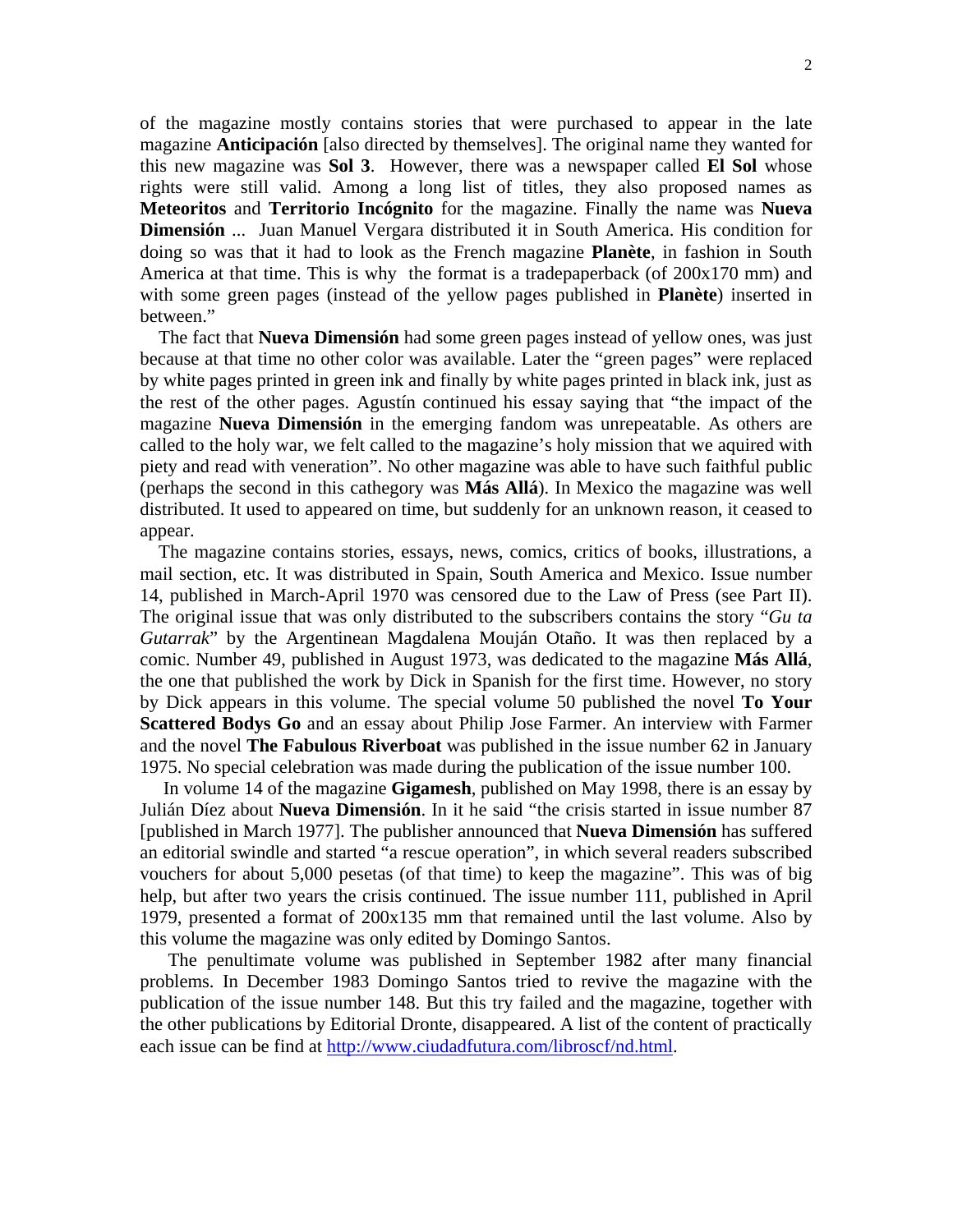of the magazine mostly contains stories that were purchased to appear in the late magazine **Anticipación** [also directed by themselves]. The original name they wanted for this new magazine was **Sol 3**. However, there was a newspaper called **El Sol** whose rights were still valid. Among a long list of titles, they also proposed names as **Meteoritos** and **Territorio Incógnito** for the magazine. Finally the name was **Nueva Dimensión** ... Juan Manuel Vergara distributed it in South America. His condition for doing so was that it had to look as the French magazine **Planète**, in fashion in South America at that time. This is why the format is a tradepaperback (of 200x170 mm) and with some green pages (instead of the yellow pages published in **Planète**) inserted in between."

The fact that **Nueva Dimensión** had some green pages instead of yellow ones, was just because at that time no other color was available. Later the "green pages" were replaced by white pages printed in green ink and finally by white pages printed in black ink, just as the rest of the other pages. Agustín continued his essay saying that "the impact of the magazine **Nueva Dimensión** in the emerging fandom was unrepeatable. As others are called to the holy war, we felt called to the magazine's holy mission that we aquired with piety and read with veneration". No other magazine was able to have such faithful public (perhaps the second in this cathegory was **Más Allá**). In Mexico the magazine was well distributed. It used to appeared on time, but suddenly for an unknown reason, it ceased to appear.

The magazine contains stories, essays, news, comics, critics of books, illustrations, a mail section, etc. It was distributed in Spain, South America and Mexico. Issue number 14, published in March-April 1970 was censored due to the Law of Press (see Part II). The original issue that was only distributed to the subscribers contains the story "*Gu ta Gutarrak*" by the Argentinean Magdalena Mouján Otaño. It was then replaced by a comic. Number 49, published in August 1973, was dedicated to the magazine **Más Allá**, the one that published the work by Dick in Spanish for the first time. However, no story by Dick appears in this volume. The special volume 50 published the novel **To Your Scattered Bodys Go** and an essay about Philip Jose Farmer. An interview with Farmer and the novel **The Fabulous Riverboat** was published in the issue number 62 in January 1975. No special celebration was made during the publication of the issue number 100.

In volume 14 of the magazine **Gigamesh**, published on May 1998, there is an essay by Julián Díez about **Nueva Dimensión**. In it he said "the crisis started in issue number 87 [published in March 1977]. The publisher announced that **Nueva Dimensión** has suffered an editorial swindle and started "a rescue operation", in which several readers subscribed vouchers for about 5,000 pesetas (of that time) to keep the magazine". This was of big help, but after two years the crisis continued. The issue number 111, published in April 1979, presented a format of 200x135 mm that remained until the last volume. Also by this volume the magazine was only edited by Domingo Santos.

The penultimate volume was published in September 1982 after many financial problems. In December 1983 Domingo Santos tried to revive the magazine with the publication of the issue number 148. But this try failed and the magazine, together with the other publications by Editorial Dronte, disappeared. A list of the content of practically each issue can be find at http://www.ciudadfutura.com/libroscf/nd.html.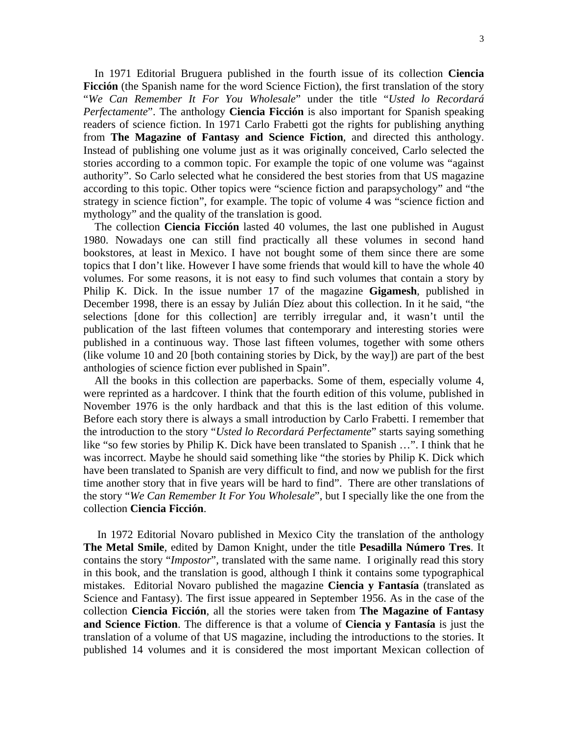In 1971 Editorial Bruguera published in the fourth issue of its collection **Ciencia Ficción** (the Spanish name for the word Science Fiction), the first translation of the story "*We Can Remember It For You Wholesale*" under the title "*Usted lo Recordará Perfectamente*". The anthology **Ciencia Ficción** is also important for Spanish speaking readers of science fiction. In 1971 Carlo Frabetti got the rights for publishing anything from **The Magazine of Fantasy and Science Fiction**, and directed this anthology. Instead of publishing one volume just as it was originally conceived, Carlo selected the stories according to a common topic. For example the topic of one volume was "against authority". So Carlo selected what he considered the best stories from that US magazine according to this topic. Other topics were "science fiction and parapsychology" and "the strategy in science fiction", for example. The topic of volume 4 was "science fiction and mythology" and the quality of the translation is good.

The collection **Ciencia Ficción** lasted 40 volumes, the last one published in August 1980. Nowadays one can still find practically all these volumes in second hand bookstores, at least in Mexico. I have not bought some of them since there are some topics that I don't like. However I have some friends that would kill to have the whole 40 volumes. For some reasons, it is not easy to find such volumes that contain a story by Philip K. Dick. In the issue number 17 of the magazine **Gigamesh**, published in December 1998, there is an essay by Julián Díez about this collection. In it he said, "the selections [done for this collection] are terribly irregular and, it wasn't until the publication of the last fifteen volumes that contemporary and interesting stories were published in a continuous way. Those last fifteen volumes, together with some others (like volume 10 and 20 [both containing stories by Dick, by the way]) are part of the best anthologies of science fiction ever published in Spain".

All the books in this collection are paperbacks. Some of them, especially volume 4, were reprinted as a hardcover. I think that the fourth edition of this volume, published in November 1976 is the only hardback and that this is the last edition of this volume. Before each story there is always a small introduction by Carlo Frabetti. I remember that the introduction to the story "*Usted lo Recordará Perfectamente*" starts saying something like "so few stories by Philip K. Dick have been translated to Spanish …". I think that he was incorrect. Maybe he should said something like "the stories by Philip K. Dick which have been translated to Spanish are very difficult to find, and now we publish for the first time another story that in five years will be hard to find". There are other translations of the story "*We Can Remember It For You Wholesale*", but I specially like the one from the collection **Ciencia Ficción**.

In 1972 Editorial Novaro published in Mexico City the translation of the anthology **The Metal Smile**, edited by Damon Knight, under the title **Pesadilla Número Tres**. It contains the story "*Impostor*", translated with the same name. I originally read this story in this book, and the translation is good, although I think it contains some typographical mistakes. Editorial Novaro published the magazine **Ciencia y Fantasía** (translated as Science and Fantasy). The first issue appeared in September 1956. As in the case of the collection **Ciencia Ficción**, all the stories were taken from **The Magazine of Fantasy and Science Fiction**. The difference is that a volume of **Ciencia y Fantasía** is just the translation of a volume of that US magazine, including the introductions to the stories. It published 14 volumes and it is considered the most important Mexican collection of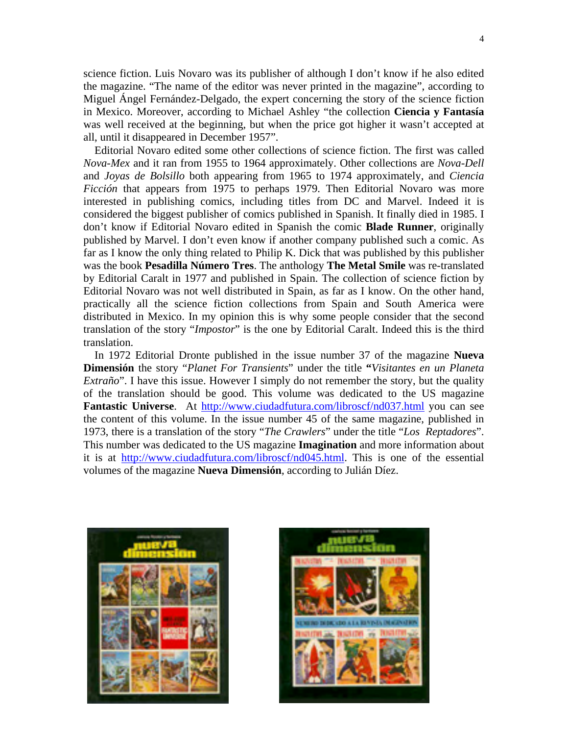science fiction. Luis Novaro was its publisher of although I don't know if he also edited the magazine. "The name of the editor was never printed in the magazine", according to Miguel Ángel Fernández-Delgado, the expert concerning the story of the science fiction in Mexico. Moreover, according to Michael Ashley "the collection **Ciencia y Fantasía** was well received at the beginning, but when the price got higher it wasn't accepted at all, until it disappeared in December 1957".

Editorial Novaro edited some other collections of science fiction. The first was called *Nova-Mex* and it ran from 1955 to 1964 approximately. Other collections are *Nova-Dell* and *Joyas de Bolsillo* both appearing from 1965 to 1974 approximately, and *Ciencia Ficción* that appears from 1975 to perhaps 1979. Then Editorial Novaro was more interested in publishing comics, including titles from DC and Marvel. Indeed it is considered the biggest publisher of comics published in Spanish. It finally died in 1985. I don't know if Editorial Novaro edited in Spanish the comic **Blade Runner**, originally published by Marvel. I don't even know if another company published such a comic. As far as I know the only thing related to Philip K. Dick that was published by this publisher was the book **Pesadilla Número Tres**. The anthology **The Metal Smile** was re-translated by Editorial Caralt in 1977 and published in Spain. The collection of science fiction by Editorial Novaro was not well distributed in Spain, as far as I know. On the other hand, practically all the science fiction collections from Spain and South America were distributed in Mexico. In my opinion this is why some people consider that the second translation of the story "*Impostor*" is the one by Editorial Caralt. Indeed this is the third translation.

In 1972 Editorial Dronte published in the issue number 37 of the magazine **Nueva Dimensión** the story "*Planet For Transients*" under the title **"***Visitantes en un Planeta Extraño*". I have this issue. However I simply do not remember the story, but the quality of the translation should be good. This volume was dedicated to the US magazine **Fantastic Universe**. At http://www.ciudadfutura.com/libroscf/nd037.html you can see the content of this volume. In the issue number 45 of the same magazine, published in 1973, there is a translation of the story "*The Crawlers*" under the title "*Los Reptadores*". This number was dedicated to the US magazine **Imagination** and more information about it is at http://www.ciudadfutura.com/libroscf/nd045.html. This is one of the essential volumes of the magazine **Nueva Dimensión**, according to Julián Díez.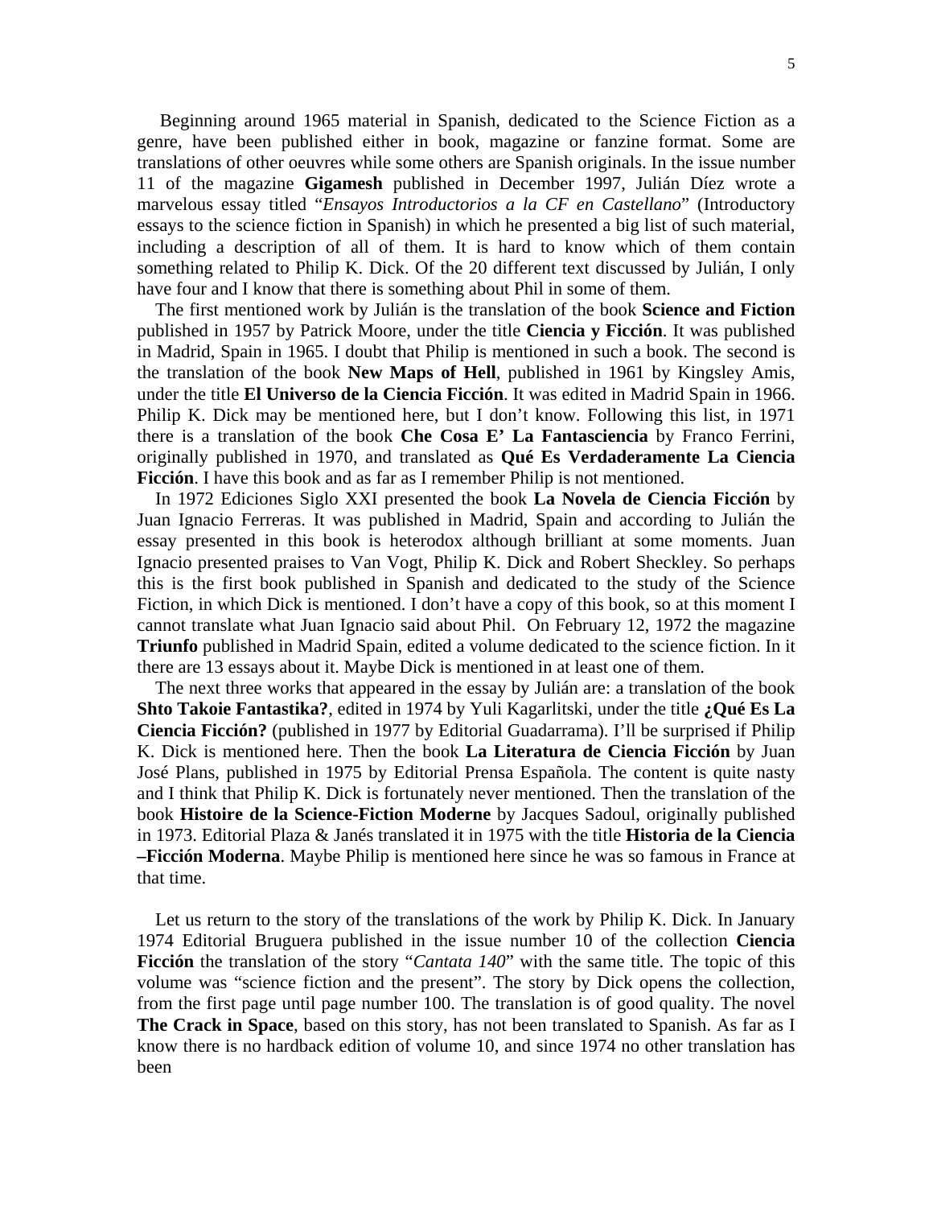Beginning around 1965 material in Spanish, dedicated to the Science Fiction as a genre, have been published either in book, magazine or fanzine format. Some are translations of other oeuvres while some others are Spanish originals. In the issue number 11 of the magazine **Gigamesh** published in December 1997, Julián Díez wrote a marvelous essay titled "*Ensayos Introductorios a la CF en Castellano*" (Introductory essays to the science fiction in Spanish) in which he presented a big list of such material, including a description of all of them. It is hard to know which of them contain something related to Philip K. Dick. Of the 20 different text discussed by Julián, I only have four and I know that there is something about Phil in some of them.

The first mentioned work by Julián is the translation of the book **Science and Fiction** published in 1957 by Patrick Moore, under the title **Ciencia y Ficción**. It was published in Madrid, Spain in 1965. I doubt that Philip is mentioned in such a book. The second is the translation of the book **New Maps of Hell**, published in 1961 by Kingsley Amis, under the title **El Universo de la Ciencia Ficción**. It was edited in Madrid Spain in 1966. Philip K. Dick may be mentioned here, but I don't know. Following this list, in 1971 there is a translation of the book **Che Cosa E' La Fantasciencia** by Franco Ferrini, originally published in 1970, and translated as **Qué Es Verdaderamente La Ciencia Ficción**. I have this book and as far as I remember Philip is not mentioned.

In 1972 Ediciones Siglo XXI presented the book **La Novela de Ciencia Ficción** by Juan Ignacio Ferreras. It was published in Madrid, Spain and according to Julián the essay presented in this book is heterodox although brilliant at some moments. Juan Ignacio presented praises to Van Vogt, Philip K. Dick and Robert Sheckley. So perhaps this is the first book published in Spanish and dedicated to the study of the Science Fiction, in which Dick is mentioned. I don't have a copy of this book, so at this moment I cannot translate what Juan Ignacio said about Phil. On February 12, 1972 the magazine **Triunfo** published in Madrid Spain, edited a volume dedicated to the science fiction. In it there are 13 essays about it. Maybe Dick is mentioned in at least one of them.

The next three works that appeared in the essay by Julián are: a translation of the book **Shto Takoie Fantastika?**, edited in 1974 by Yuli Kagarlitski, under the title **¿Qué Es La Ciencia Ficción?** (published in 1977 by Editorial Guadarrama). I'll be surprised if Philip K. Dick is mentioned here. Then the book **La Literatura de Ciencia Ficción** by Juan José Plans, published in 1975 by Editorial Prensa Española. The content is quite nasty and I think that Philip K. Dick is fortunately never mentioned. Then the translation of the book **Histoire de la Science-Fiction Moderne** by Jacques Sadoul, originally published in 1973. Editorial Plaza & Janés translated it in 1975 with the title **Historia de la Ciencia –Ficción Moderna**. Maybe Philip is mentioned here since he was so famous in France at that time.

Let us return to the story of the translations of the work by Philip K. Dick. In January 1974 Editorial Bruguera published in the issue number 10 of the collection **Ciencia Ficción** the translation of the story "*Cantata 140*" with the same title. The topic of this volume was "science fiction and the present". The story by Dick opens the collection, from the first page until page number 100. The translation is of good quality. The novel **The Crack in Space**, based on this story, has not been translated to Spanish. As far as I know there is no hardback edition of volume 10, and since 1974 no other translation has been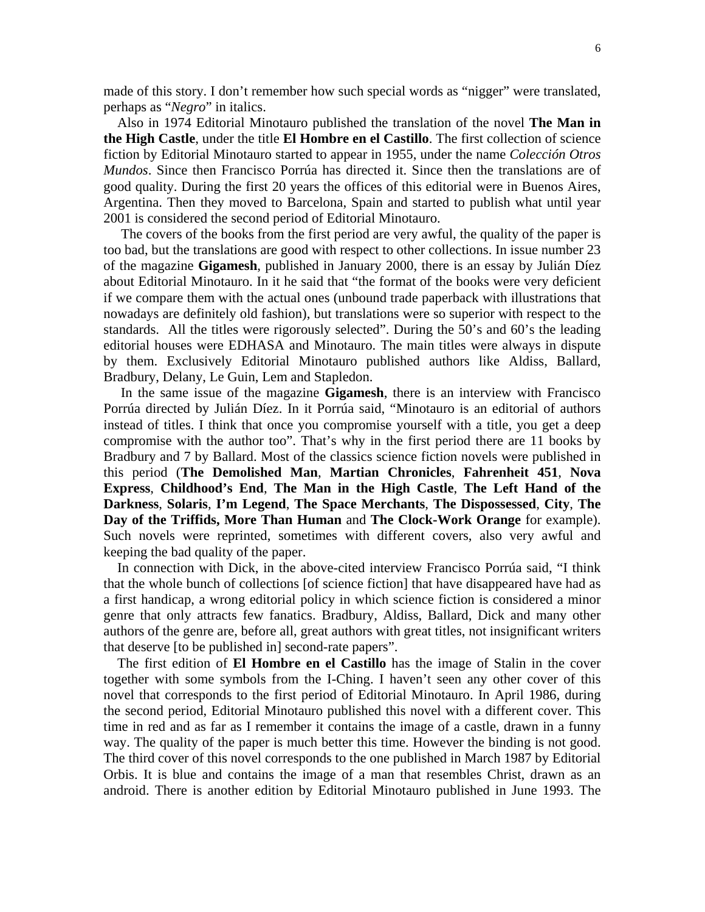made of this story. I don't remember how such special words as "nigger" were translated, perhaps as "*Negro*" in italics.

Also in 1974 Editorial Minotauro published the translation of the novel **The Man in the High Castle**, under the title **El Hombre en el Castillo**. The first collection of science fiction by Editorial Minotauro started to appear in 1955, under the name *Colección Otros Mundos*. Since then Francisco Porrúa has directed it. Since then the translations are of good quality. During the first 20 years the offices of this editorial were in Buenos Aires, Argentina. Then they moved to Barcelona, Spain and started to publish what until year 2001 is considered the second period of Editorial Minotauro.

The covers of the books from the first period are very awful, the quality of the paper is too bad, but the translations are good with respect to other collections. In issue number 23 of the magazine **Gigamesh**, published in January 2000, there is an essay by Julián Díez about Editorial Minotauro. In it he said that "the format of the books were very deficient if we compare them with the actual ones (unbound trade paperback with illustrations that nowadays are definitely old fashion), but translations were so superior with respect to the standards. All the titles were rigorously selected". During the 50's and 60's the leading editorial houses were EDHASA and Minotauro. The main titles were always in dispute by them. Exclusively Editorial Minotauro published authors like Aldiss, Ballard, Bradbury, Delany, Le Guin, Lem and Stapledon.

In the same issue of the magazine **Gigamesh**, there is an interview with Francisco Porrúa directed by Julián Díez. In it Porrúa said, "Minotauro is an editorial of authors instead of titles. I think that once you compromise yourself with a title, you get a deep compromise with the author too". That's why in the first period there are 11 books by Bradbury and 7 by Ballard. Most of the classics science fiction novels were published in this period (**The Demolished Man**, **Martian Chronicles**, **Fahrenheit 451**, **Nova Express**, **Childhood's End**, **The Man in the High Castle**, **The Left Hand of the Darkness**, **Solaris**, **I'm Legend**, **The Space Merchants**, **The Dispossessed**, **City**, **The Day of the Triffids, More Than Human** and **The Clock-Work Orange** for example). Such novels were reprinted, sometimes with different covers, also very awful and keeping the bad quality of the paper.

In connection with Dick, in the above-cited interview Francisco Porrúa said, "I think that the whole bunch of collections [of science fiction] that have disappeared have had as a first handicap, a wrong editorial policy in which science fiction is considered a minor genre that only attracts few fanatics. Bradbury, Aldiss, Ballard, Dick and many other authors of the genre are, before all, great authors with great titles, not insignificant writers that deserve [to be published in] second-rate papers".

The first edition of **El Hombre en el Castillo** has the image of Stalin in the cover together with some symbols from the I-Ching. I haven't seen any other cover of this novel that corresponds to the first period of Editorial Minotauro. In April 1986, during the second period, Editorial Minotauro published this novel with a different cover. This time in red and as far as I remember it contains the image of a castle, drawn in a funny way. The quality of the paper is much better this time. However the binding is not good. The third cover of this novel corresponds to the one published in March 1987 by Editorial Orbis. It is blue and contains the image of a man that resembles Christ, drawn as an android. There is another edition by Editorial Minotauro published in June 1993. The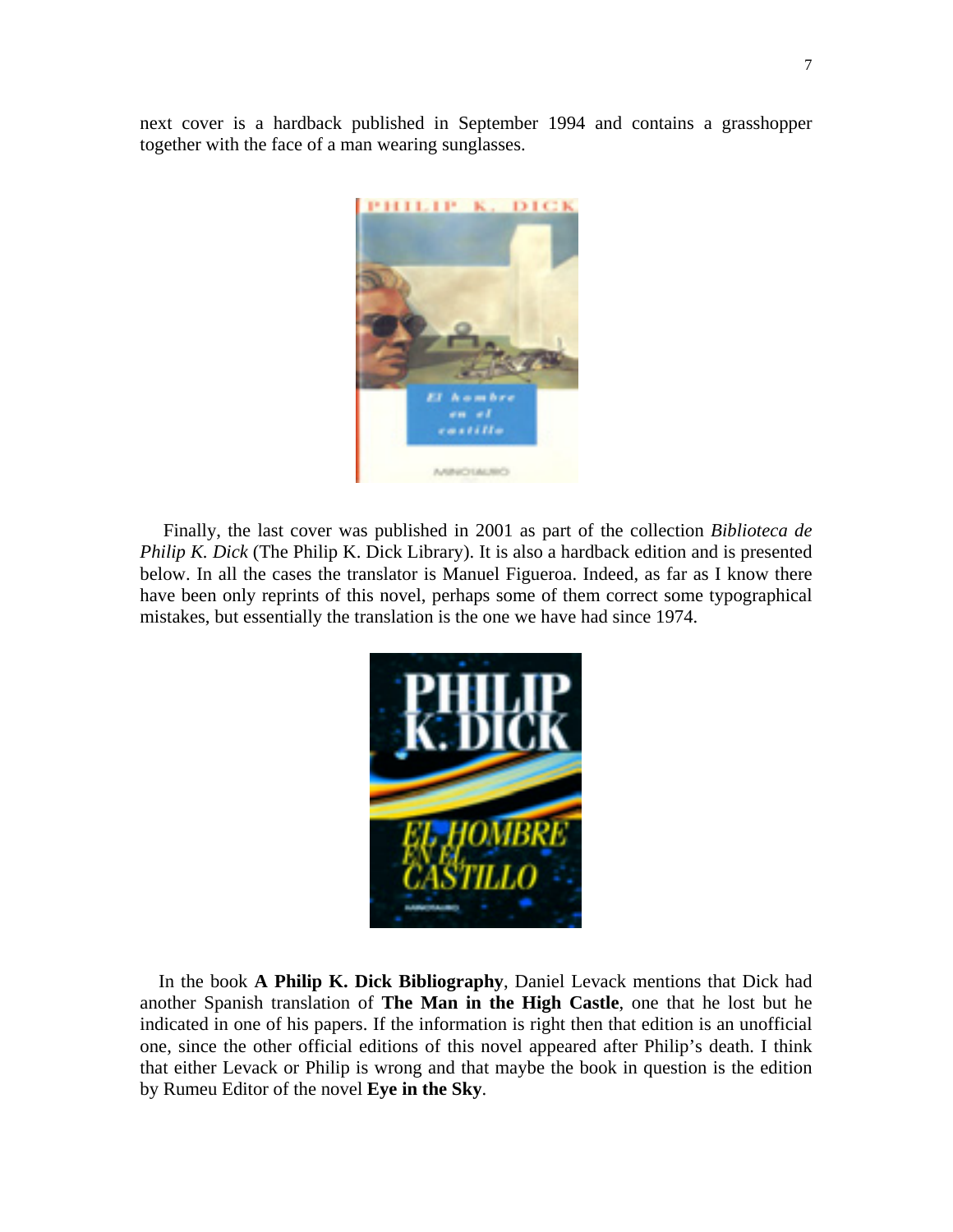next cover is a hardback published in September 1994 and contains a grasshopper together with the face of a man wearing sunglasses.

Finally, the last cover was published in 2001 as part of the collection *Biblioteca de Philip K. Dick* (The Philip K. Dick Library). It is also a hardback edition and is presented below. In all the cases the translator is Manuel Figueroa. Indeed, as far as I know there have been only reprints of this novel, perhaps some of them correct some typographical mistakes, but essentially the translation is the one we have had since 1974.

In the book **A Philip K. Dick Bibliography**, Daniel Levack mentions that Dick had another Spanish translation of **The Man in the High Castle**, one that he lost but he indicated in one of his papers. If the information is right then that edition is an unofficial one, since the other official editions of this novel appeared after Philip's death. I think that either Levack or Philip is wrong and that maybe the book in question is the edition by Rumeu Editor of the novel **Eye in the Sky**.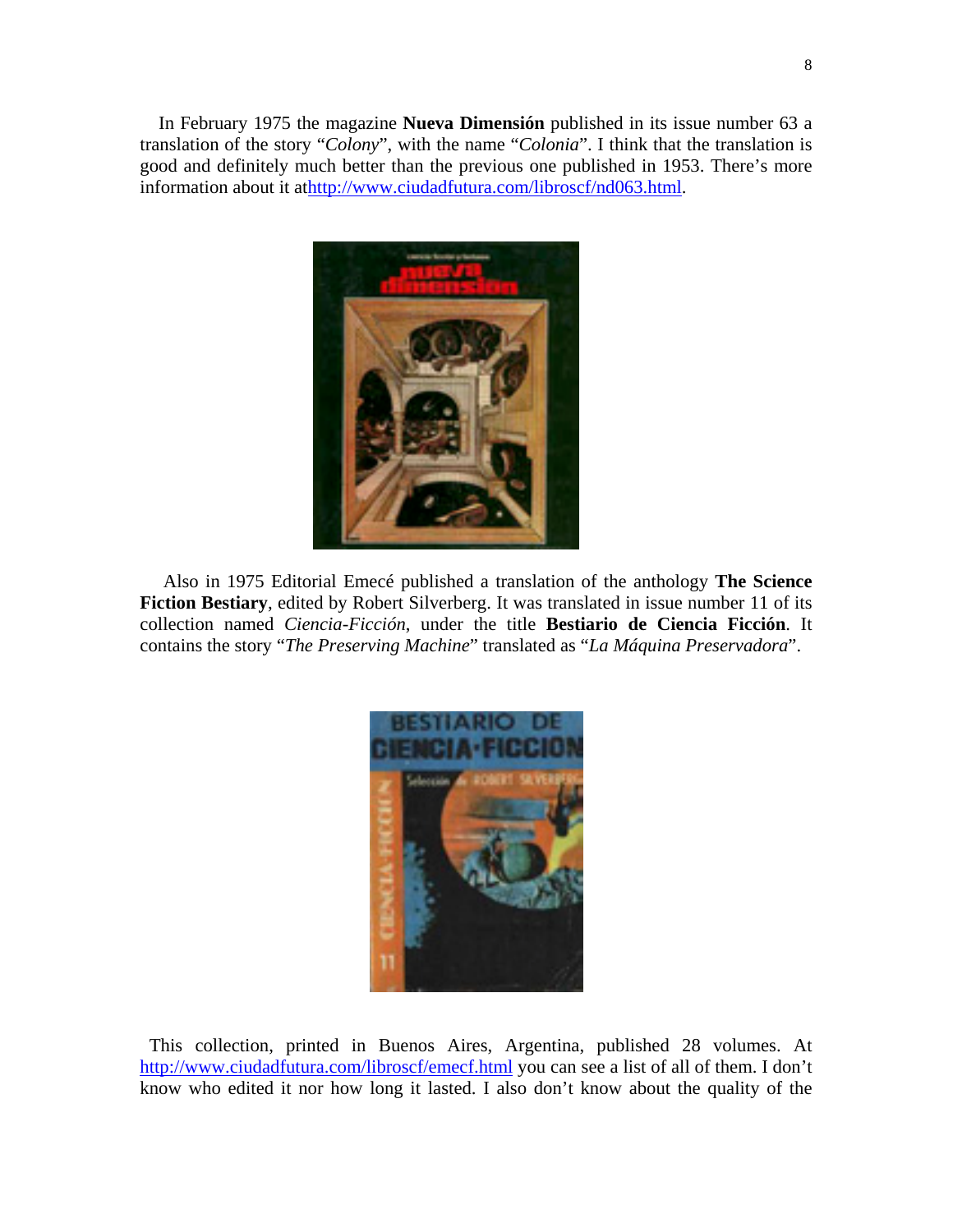In February 1975 the magazine **Nueva Dimensión** published in its issue number 63 a translation of the story "*Colony*", with the name "*Colonia*". I think that the translation is good and definitely much better than the previous one published in 1953. There's more information about it at[http://www.ciudadfutura.com/libroscf/nd063.html](http://www.ciudadfutura.com/libroscf/nd063.html).

Also in 1975 Editorial Emecé published a translation of the anthology **The Science Fiction Bestiary**, edited by Robert Silverberg. It was translated in issue number 11 of its collection named *Ciencia-Ficción*, under the title **Bestiario de Ciencia Ficción**. It contains the story "*The Preserving Machine*" translated as "*La Máquina Preservadora*".

This collection, printed in Buenos Aires, Argentina, published 28 volumes. At [http://www.ciudadfutura.com/libroscf/emecf.html](http://www.ciudadfutura.com/libroscf/emecf.html) you can see a list of all of them. I don't know who edited it nor how long it lasted. I also don't know about the quality of the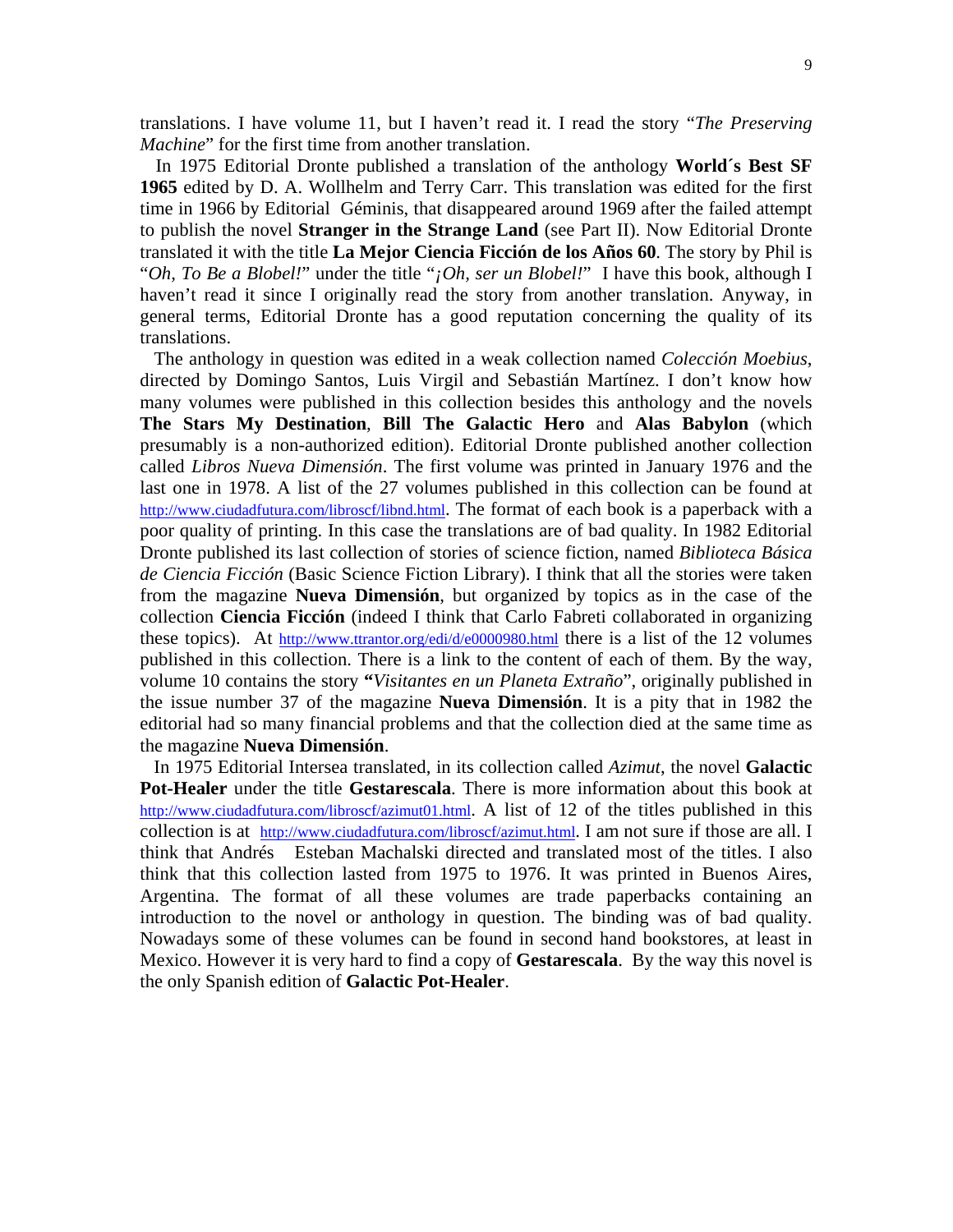translations. I have volume 11, but I haven't read it. I read the story "*The Preserving Machine*" for the first time from another translation.

In 1975 Editorial Dronte published a translation of the anthology **World´s Best SF 1965** edited by D. A. Wollhelm and Terry Carr. This translation was edited for the first time in 1966 by Editorial Géminis, that disappeared around 1969 after the failed attempt to publish the novel **Stranger in the Strange Land** (see Part II). Now Editorial Dronte translated it with the title **La Mejor Ciencia Ficción de los Años 60**. The story by Phil is "*Oh, To Be a Blobel!*" under the title "*¡Oh, ser un Blobel!*" I have this book, although I haven't read it since I originally read the story from another translation. Anyway, in general terms, Editorial Dronte has a good reputation concerning the quality of its translations.

The anthology in question was edited in a weak collection named *Colección Moebius*, directed by Domingo Santos, Luis Virgil and Sebastián Martínez. I don't know how many volumes were published in this collection besides this anthology and the novels **The Stars My Destination**, **Bill The Galactic Hero** and **Alas Babylon** (which presumably is a non-authorized edition). Editorial Dronte published another collection called *Libros Nueva Dimensión*. The first volume was printed in January 1976 and the last one in 1978. A list of the 27 volumes published in this collection can be found at http://www.ciudadfutura.com/libroscf/libnd.html. The format of each book is a paperback with a poor quality of printing. In this case the translations are of bad quality. In 1982 Editorial Dronte published its last collection of stories of science fiction, named *Biblioteca Básica de Ciencia Ficción* (Basic Science Fiction Library). I think that all the stories were taken from the magazine **Nueva Dimensión**, but organized by topics as in the case of the collection **Ciencia Ficción** (indeed I think that Carlo Fabreti collaborated in organizing these topics). At http://www.ttrantor.org/edi/d/e0000980.html there is a list of the 12 volumes published in this collection. There is a link to the content of each of them. By the way, volume 10 contains the story **"***Visitantes en un Planeta Extraño*", originally published in the issue number 37 of the magazine **Nueva Dimensión**. It is a pity that in 1982 the editorial had so many financial problems and that the collection died at the same time as the magazine **Nueva Dimensión**.

In 1975 Editorial Intersea translated, in its collection called *Azimut*, the novel **Galactic Pot-Healer** under the title **Gestarescala**. There is more information about this book at http://www.ciudadfutura.com/libroscf/azimut01.html. A list of 12 of the titles published in this collection is at http://www.ciudadfutura.com/libroscf/azimut.html. I am not sure if those are all. I think that Andrés Esteban Machalski directed and translated most of the titles. I also think that this collection lasted from 1975 to 1976. It was printed in Buenos Aires, Argentina. The format of all these volumes are trade paperbacks containing an introduction to the novel or anthology in question. The binding was of bad quality. Nowadays some of these volumes can be found in second hand bookstores, at least in Mexico. However it is very hard to find a copy of **Gestarescala**. By the way this novel is the only Spanish edition of **Galactic Pot-Healer**.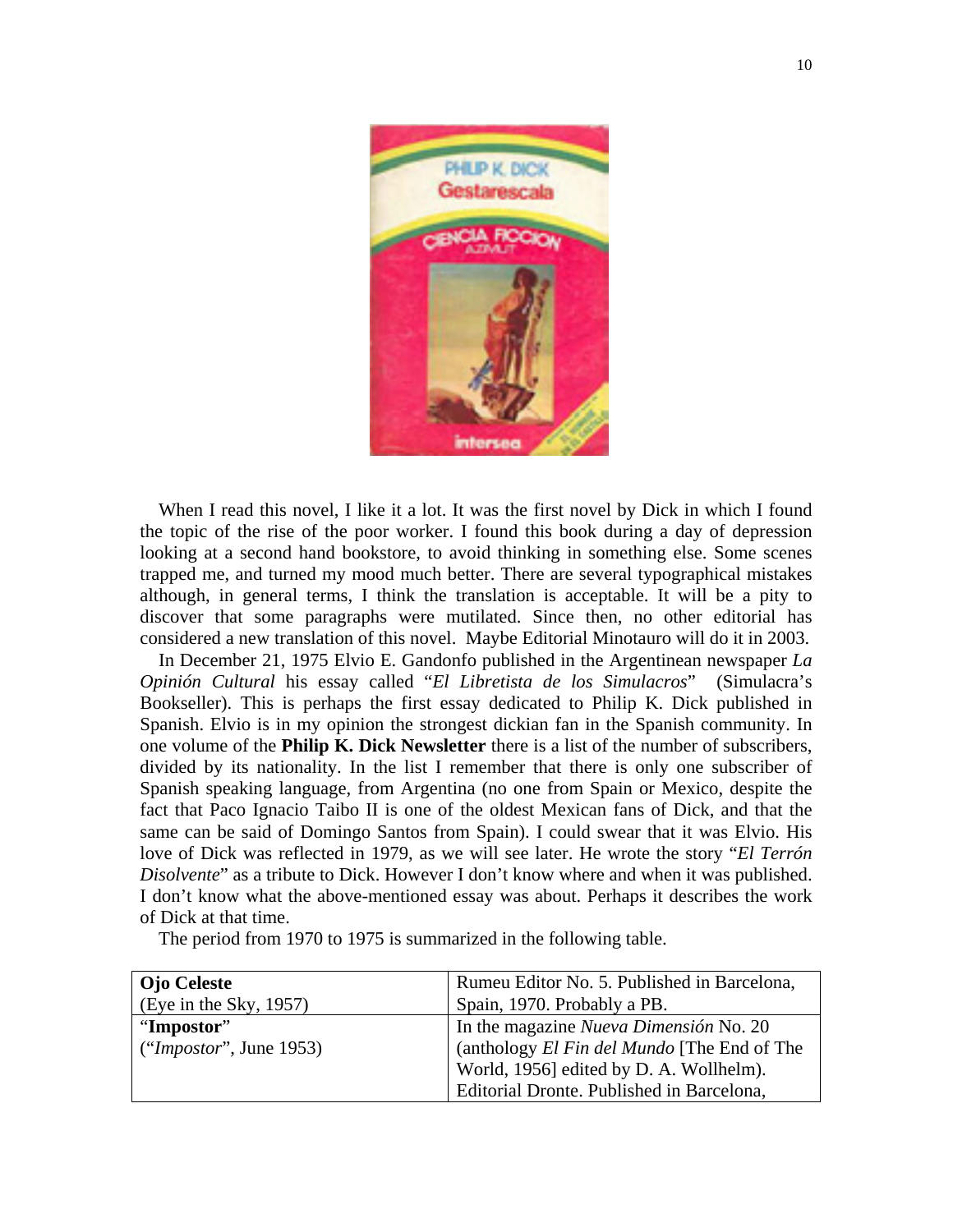When I read this novel, I like it a lot. It was the first novel by Dick in which I found the topic of the rise of the poor worker. I found this book during a day of depression looking at a second hand bookstore, to avoid thinking in something else. Some scenes trapped me, and turned my mood much better. There are several typographical mistakes although, in general terms, I think the translation is acceptable. It will be a pity to discover that some paragraphs were mutilated. Since then, no other editorial has considered a new translation of this novel. Maybe Editorial Minotauro will do it in 2003.

In December 21, 1975 Elvio E. Gandonfo published in the Argentinean newspaper *La Opinión Cultural* his essay called "*El Libretista de los Simulacros*" (Simulacra's Bookseller). This is perhaps the first essay dedicated to Philip K. Dick published in Spanish. Elvio is in my opinion the strongest dickian fan in the Spanish community. In one volume of the **Philip K. Dick Newsletter** there is a list of the number of subscribers, divided by its nationality. In the list I remember that there is only one subscriber of Spanish speaking language, from Argentina (no one from Spain or Mexico, despite the fact that Paco Ignacio Taibo II is one of the oldest Mexican fans of Dick, and that the same can be said of Domingo Santos from Spain). I could swear that it was Elvio. His love of Dick was reflected in 1979, as we will see later. He wrote the story "*El Terrón Disolvente*" as a tribute to Dick. However I don't know where and when it was published. I don't know what the above-mentioned essay was about. Perhaps it describes the work of Dick at that time.

The period from 1970 to 1975 is summarized in the following table.

| | |
|---|---|
| **Ojo Celeste**<br>(Eye in the Sky, 1957) | Rumeu Editor No. 5. Published in Barcelona, Spain, 1970. Probably a PB. |
| "**Impostor**"<br>("*Impostor*", June 1953) | In the magazine *Nueva Dimensión* No. 20 (anthology *El Fin del Mundo* [The End of The World, 1956] edited by D. A. Wollhelm). Editorial Dronte. Published in Barcelona, |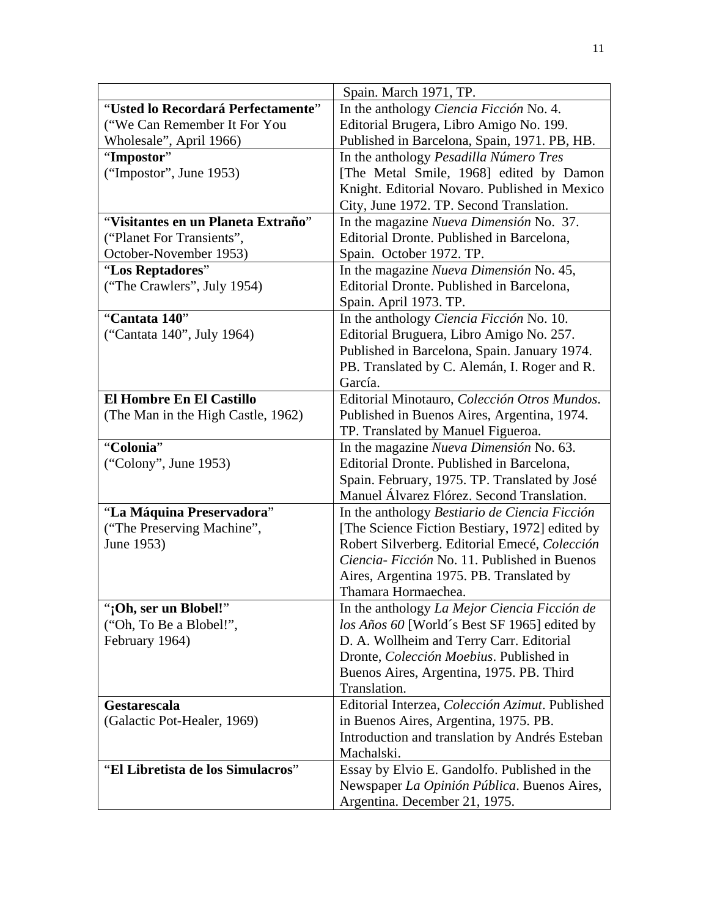| | |
|---|---|
| | Spain. March 1971, TP. |
| "**Usted lo Recordará Perfectamente**" ("We Can Remember It For You Wholesale", April 1966) | In the anthology *Ciencia Ficción* No. 4. Editorial Brugera, Libro Amigo No. 199. Published in Barcelona, Spain, 1971. PB, HB. |
| "**Impostor**" ("Impostor", June 1953) | In the anthology *Pesadilla Número Tres* [The Metal Smile, 1968] edited by Damon Knight. Editorial Novaro. Published in Mexico City, June 1972. TP. Second Translation. |
| "**Visitantes en un Planeta Extraño**" ("Planet For Transients", October-November 1953) | In the magazine *Nueva Dimensión* No. 37. Editorial Dronte. Published in Barcelona, Spain. October 1972. TP. |
| "**Los Reptadores**" ("The Crawlers", July 1954) | In the magazine *Nueva Dimensión* No. 45, Editorial Dronte. Published in Barcelona, Spain. April 1973. TP. |
| "**Cantata 140**" ("Cantata 140", July 1964) | In the anthology *Ciencia Ficción* No. 10. Editorial Bruguera, Libro Amigo No. 257. Published in Barcelona, Spain. January 1974. PB. Translated by C. Alemán, I. Roger and R. García. |
| **El Hombre En El Castillo** (The Man in the High Castle, 1962) | Editorial Minotauro, *Colección Otros Mundos*. Published in Buenos Aires, Argentina, 1974. TP. Translated by Manuel Figueroa. |
| "**Colonia**" ("Colony", June 1953) | In the magazine *Nueva Dimensión* No. 63. Editorial Dronte. Published in Barcelona, Spain. February, 1975. TP. Translated by José Manuel Álvarez Flórez. Second Translation. |
| "**La Máquina Preservadora**" ("The Preserving Machine", June 1953) | In the anthology *Bestiario de Ciencia Ficción* [The Science Fiction Bestiary, 1972] edited by Robert Silverberg. Editorial Emecé, *Colección Ciencia- Ficción* No. 11. Published in Buenos Aires, Argentina 1975. PB. Translated by Thamara Hormaechea. |
| "**¡Oh, ser un Blobel!**" ("Oh, To Be a Blobel!", February 1964) | In the anthology *La Mejor Ciencia Ficción de los Años 60* [World´s Best SF 1965] edited by D. A. Wollheim and Terry Carr. Editorial Dronte, *Colección Moebius*. Published in Buenos Aires, Argentina, 1975. PB. Third Translation. |
| **Gestarescala** (Galactic Pot-Healer, 1969) | Editorial Interzea, *Colección Azimut*. Published in Buenos Aires, Argentina, 1975. PB. Introduction and translation by Andrés Esteban Machalski. |
| "**El Libretista de los Simulacros**" | Essay by Elvio E. Gandolfo. Published in the Newspaper *La Opinión Pública*. Buenos Aires, Argentina. December 21, 1975. |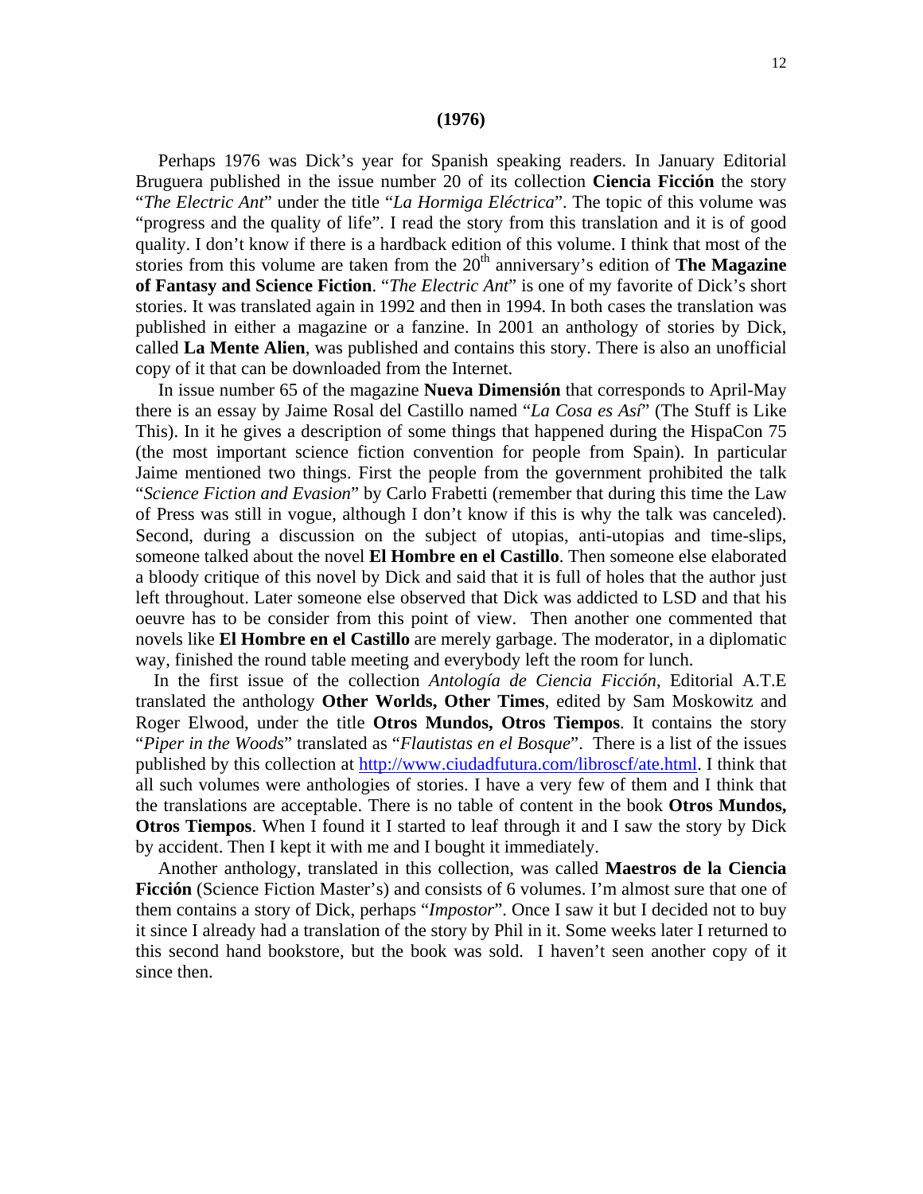## (1976)

Perhaps 1976 was Dick's year for Spanish speaking readers. In January Editorial Bruguera published in the issue number 20 of its collection **Ciencia Ficción** the story "*The Electric Ant*" under the title "*La Hormiga Eléctrica*". The topic of this volume was "progress and the quality of life". I read the story from this translation and it is of good quality. I don't know if there is a hardback edition of this volume. I think that most of the stories from this volume are taken from the 20th anniversary's edition of **The Magazine of Fantasy and Science Fiction**. "*The Electric Ant*" is one of my favorite of Dick's short stories. It was translated again in 1992 and then in 1994. In both cases the translation was published in either a magazine or a fanzine. In 2001 an anthology of stories by Dick, called **La Mente Alien**, was published and contains this story. There is also an unofficial copy of it that can be downloaded from the Internet.

In issue number 65 of the magazine **Nueva Dimensión** that corresponds to April-May there is an essay by Jaime Rosal del Castillo named "*La Cosa es Así*" (The Stuff is Like This). In it he gives a description of some things that happened during the HispaCon 75 (the most important science fiction convention for people from Spain). In particular Jaime mentioned two things. First the people from the government prohibited the talk "*Science Fiction and Evasion*" by Carlo Frabetti (remember that during this time the Law of Press was still in vogue, although I don't know if this is why the talk was canceled). Second, during a discussion on the subject of utopias, anti-utopias and time-slips, someone talked about the novel **El Hombre en el Castillo**. Then someone else elaborated a bloody critique of this novel by Dick and said that it is full of holes that the author just left throughout. Later someone else observed that Dick was addicted to LSD and that his oeuvre has to be consider from this point of view. Then another one commented that novels like **El Hombre en el Castillo** are merely garbage. The moderator, in a diplomatic way, finished the round table meeting and everybody left the room for lunch.

In the first issue of the collection *Antología de Ciencia Ficción*, Editorial A.T.E translated the anthology **Other Worlds, Other Times**, edited by Sam Moskowitz and Roger Elwood, under the title **Otros Mundos, Otros Tiempos**. It contains the story "*Piper in the Woods*" translated as "*Flautistas en el Bosque*". There is a list of the issues published by this collection at http://www.ciudadfutura.com/libroscf/ate.html. I think that all such volumes were anthologies of stories. I have a very few of them and I think that the translations are acceptable. There is no table of content in the book **Otros Mundos, Otros Tiempos**. When I found it I started to leaf through it and I saw the story by Dick by accident. Then I kept it with me and I bought it immediately.

Another anthology, translated in this collection, was called **Maestros de la Ciencia Ficción** (Science Fiction Master's) and consists of 6 volumes. I'm almost sure that one of them contains a story of Dick, perhaps "*Impostor*". Once I saw it but I decided not to buy it since I already had a translation of the story by Phil in it. Some weeks later I returned to this second hand bookstore, but the book was sold. I haven't seen another copy of it since then.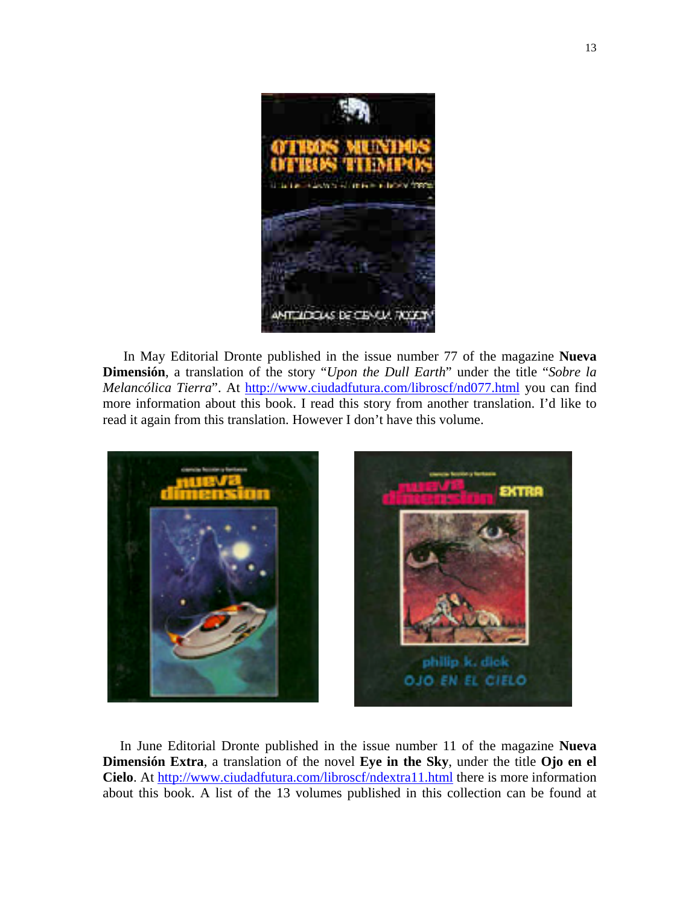In May Editorial Dronte published in the issue number 77 of the magazine **Nueva Dimensión**, a translation of the story "*Upon the Dull Earth*" under the title "*Sobre la Melancólica Tierra*". At http://www.ciudadfutura.com/libroscf/nd077.html you can find more information about this book. I read this story from another translation. I'd like to read it again from this translation. However I don't have this volume.

In June Editorial Dronte published in the issue number 11 of the magazine **Nueva Dimensión Extra**, a translation of the novel **Eye in the Sky**, under the title **Ojo en el Cielo**. At http://www.ciudadfutura.com/libroscf/ndextra11.html there is more information about this book. A list of the 13 volumes published in this collection can be found at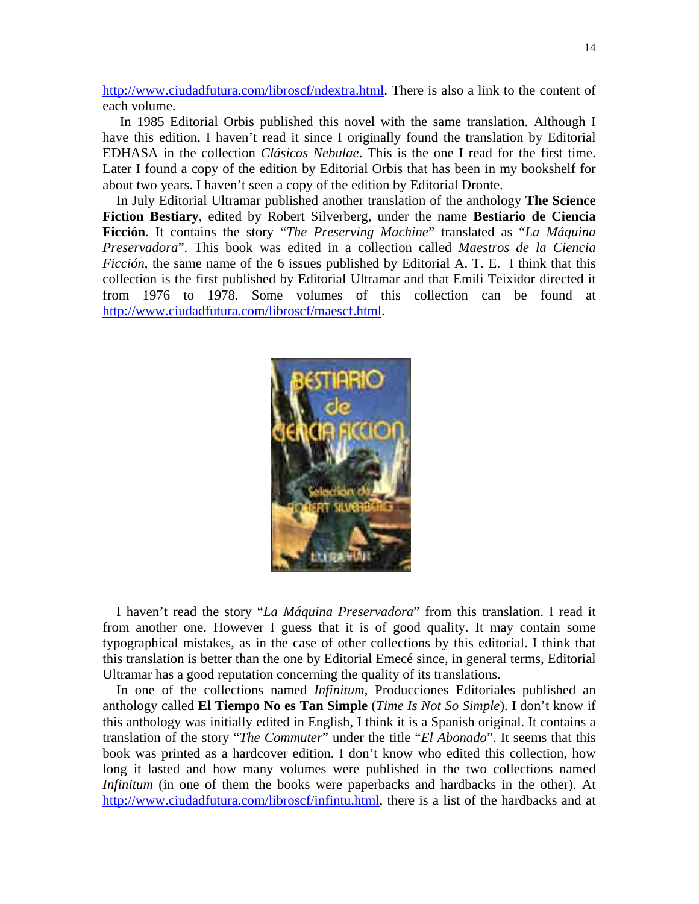http://www.ciudadfutura.com/libroscf/ndextra.html. There is also a link to the content of each volume.

In 1985 Editorial Orbis published this novel with the same translation. Although I have this edition, I haven't read it since I originally found the translation by Editorial EDHASA in the collection *Clásicos Nebulae*. This is the one I read for the first time. Later I found a copy of the edition by Editorial Orbis that has been in my bookshelf for about two years. I haven't seen a copy of the edition by Editorial Dronte.

In July Editorial Ultramar published another translation of the anthology **The Science Fiction Bestiary**, edited by Robert Silverberg, under the name **Bestiario de Ciencia Ficción**. It contains the story "*The Preserving Machine*" translated as "*La Máquina Preservadora*". This book was edited in a collection called *Maestros de la Ciencia Ficción*, the same name of the 6 issues published by Editorial A. T. E. I think that this collection is the first published by Editorial Ultramar and that Emili Teixidor directed it from 1976 to 1978. Some volumes of this collection can be found at http://www.ciudadfutura.com/libroscf/maescf.html.

I haven't read the story "*La Máquina Preservadora*" from this translation. I read it from another one. However I guess that it is of good quality. It may contain some typographical mistakes, as in the case of other collections by this editorial. I think that this translation is better than the one by Editorial Emecé since, in general terms, Editorial Ultramar has a good reputation concerning the quality of its translations.

In one of the collections named *Infinitum*, Producciones Editoriales published an anthology called **El Tiempo No es Tan Simple** (*Time Is Not So Simple*). I don't know if this anthology was initially edited in English, I think it is a Spanish original. It contains a translation of the story "*The Commuter*" under the title "*El Abonado*". It seems that this book was printed as a hardcover edition. I don't know who edited this collection, how long it lasted and how many volumes were published in the two collections named *Infinitum* (in one of them the books were paperbacks and hardbacks in the other). At http://www.ciudadfutura.com/libroscf/infintu.html, there is a list of the hardbacks and at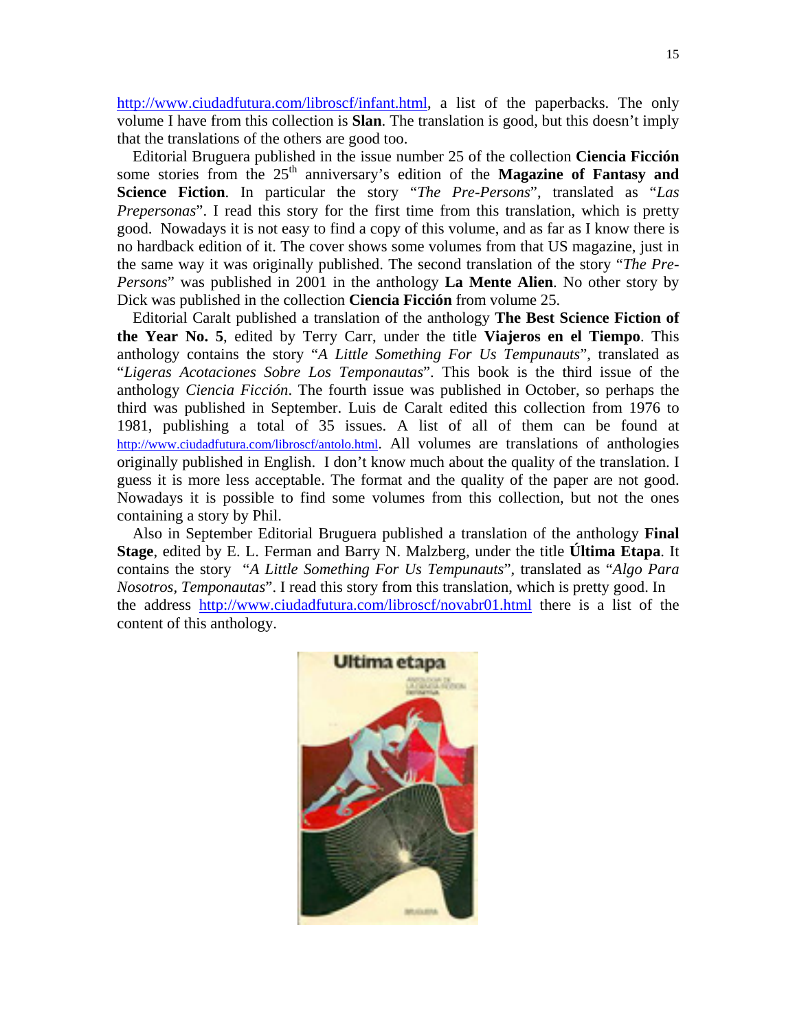http://www.ciudadfutura.com/libroscf/infant.html, a list of the paperbacks. The only volume I have from this collection is **Slan**. The translation is good, but this doesn't imply that the translations of the others are good too.

Editorial Bruguera published in the issue number 25 of the collection **Ciencia Ficción** some stories from the 25th anniversary's edition of the **Magazine of Fantasy and Science Fiction**. In particular the story "*The Pre-Persons*", translated as "*Las Prepersonas*". I read this story for the first time from this translation, which is pretty good. Nowadays it is not easy to find a copy of this volume, and as far as I know there is no hardback edition of it. The cover shows some volumes from that US magazine, just in the same way it was originally published. The second translation of the story "*The Pre-Persons*" was published in 2001 in the anthology **La Mente Alien**. No other story by Dick was published in the collection **Ciencia Ficción** from volume 25.

Editorial Caralt published a translation of the anthology **The Best Science Fiction of the Year No. 5**, edited by Terry Carr, under the title **Viajeros en el Tiempo**. This anthology contains the story "*A Little Something For Us Tempunauts*", translated as "*Ligeras Acotaciones Sobre Los Temponautas*". This book is the third issue of the anthology *Ciencia Ficción*. The fourth issue was published in October, so perhaps the third was published in September. Luis de Caralt edited this collection from 1976 to 1981, publishing a total of 35 issues. A list of all of them can be found at http://www.ciudadfutura.com/libroscf/antolo.html. All volumes are translations of anthologies originally published in English. I don't know much about the quality of the translation. I guess it is more less acceptable. The format and the quality of the paper are not good. Nowadays it is possible to find some volumes from this collection, but not the ones containing a story by Phil.

Also in September Editorial Bruguera published a translation of the anthology **Final Stage**, edited by E. L. Ferman and Barry N. Malzberg, under the title **Última Etapa**. It contains the story "*A Little Something For Us Tempunauts*", translated as "*Algo Para Nosotros, Temponautas*". I read this story from this translation, which is pretty good. In the address http://www.ciudadfutura.com/libroscf/novabr01.html there is a list of the content of this anthology.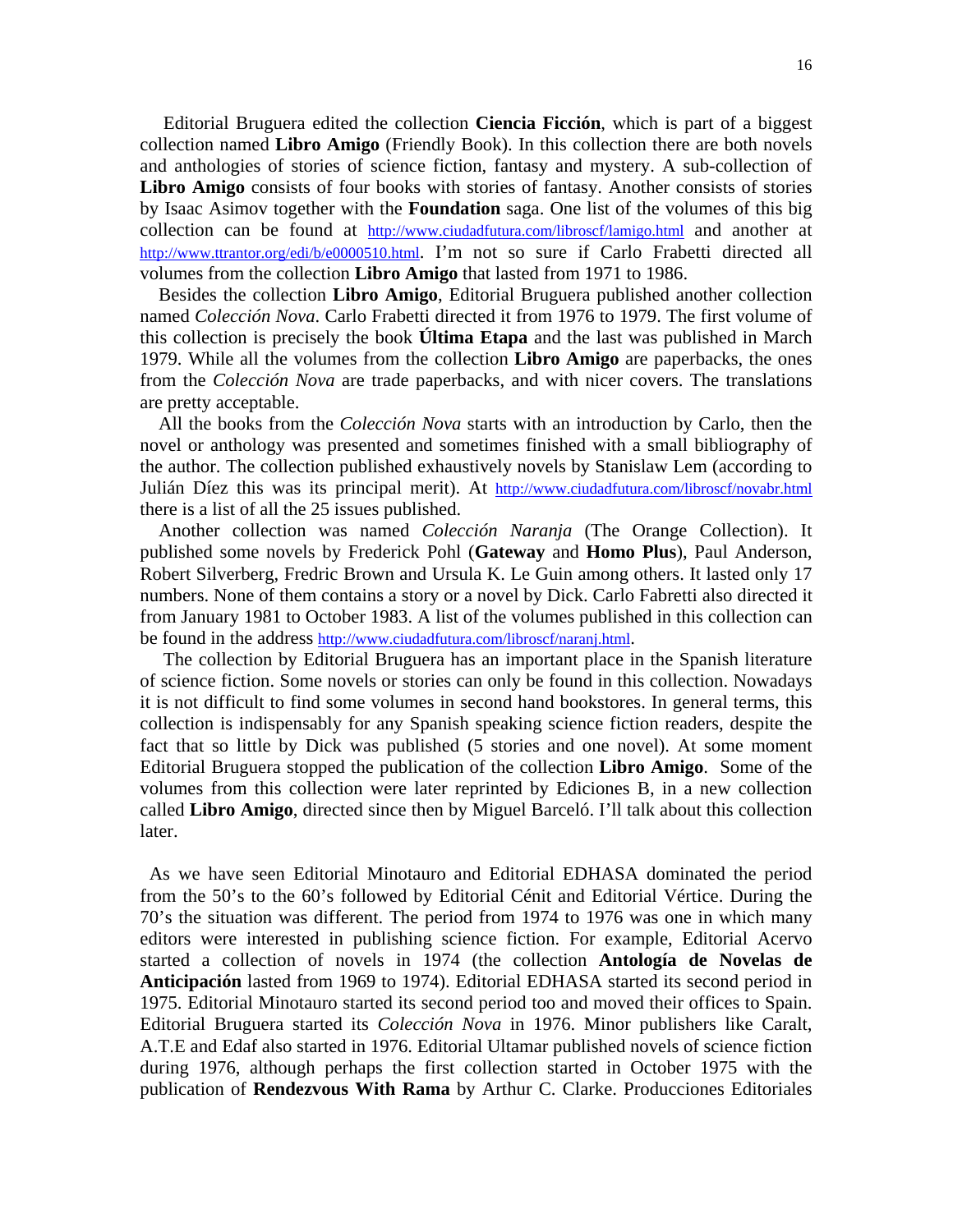Editorial Bruguera edited the collection **Ciencia Ficción**, which is part of a biggest collection named **Libro Amigo** (Friendly Book). In this collection there are both novels and anthologies of stories of science fiction, fantasy and mystery. A sub-collection of **Libro Amigo** consists of four books with stories of fantasy. Another consists of stories by Isaac Asimov together with the **Foundation** saga. One list of the volumes of this big collection can be found at http://www.ciudadfutura.com/libroscf/lamigo.html and another at http://www.ttrantor.org/edi/b/e0000510.html. I'm not so sure if Carlo Frabetti directed all volumes from the collection **Libro Amigo** that lasted from 1971 to 1986.

Besides the collection **Libro Amigo**, Editorial Bruguera published another collection named *Colección Nova*. Carlo Frabetti directed it from 1976 to 1979. The first volume of this collection is precisely the book **Última Etapa** and the last was published in March 1979. While all the volumes from the collection **Libro Amigo** are paperbacks, the ones from the *Colección Nova* are trade paperbacks, and with nicer covers. The translations are pretty acceptable.

All the books from the *Colección Nova* starts with an introduction by Carlo, then the novel or anthology was presented and sometimes finished with a small bibliography of the author. The collection published exhaustively novels by Stanislaw Lem (according to Julián Díez this was its principal merit). At http://www.ciudadfutura.com/libroscf/novabr.html there is a list of all the 25 issues published.

Another collection was named *Colección Naranja* (The Orange Collection). It published some novels by Frederick Pohl (**Gateway** and **Homo Plus**), Paul Anderson, Robert Silverberg, Fredric Brown and Ursula K. Le Guin among others. It lasted only 17 numbers. None of them contains a story or a novel by Dick. Carlo Fabretti also directed it from January 1981 to October 1983. A list of the volumes published in this collection can be found in the address http://www.ciudadfutura.com/libroscf/naranj.html.

The collection by Editorial Bruguera has an important place in the Spanish literature of science fiction. Some novels or stories can only be found in this collection. Nowadays it is not difficult to find some volumes in second hand bookstores. In general terms, this collection is indispensably for any Spanish speaking science fiction readers, despite the fact that so little by Dick was published (5 stories and one novel). At some moment Editorial Bruguera stopped the publication of the collection **Libro Amigo**. Some of the volumes from this collection were later reprinted by Ediciones B, in a new collection called **Libro Amigo**, directed since then by Miguel Barceló. I'll talk about this collection later.

As we have seen Editorial Minotauro and Editorial EDHASA dominated the period from the 50's to the 60's followed by Editorial Cénit and Editorial Vértice. During the 70's the situation was different. The period from 1974 to 1976 was one in which many editors were interested in publishing science fiction. For example, Editorial Acervo started a collection of novels in 1974 (the collection **Antología de Novelas de Anticipación** lasted from 1969 to 1974). Editorial EDHASA started its second period in 1975. Editorial Minotauro started its second period too and moved their offices to Spain. Editorial Bruguera started its *Colección Nova* in 1976. Minor publishers like Caralt, A.T.E and Edaf also started in 1976. Editorial Ultamar published novels of science fiction during 1976, although perhaps the first collection started in October 1975 with the publication of **Rendezvous With Rama** by Arthur C. Clarke. Producciones Editoriales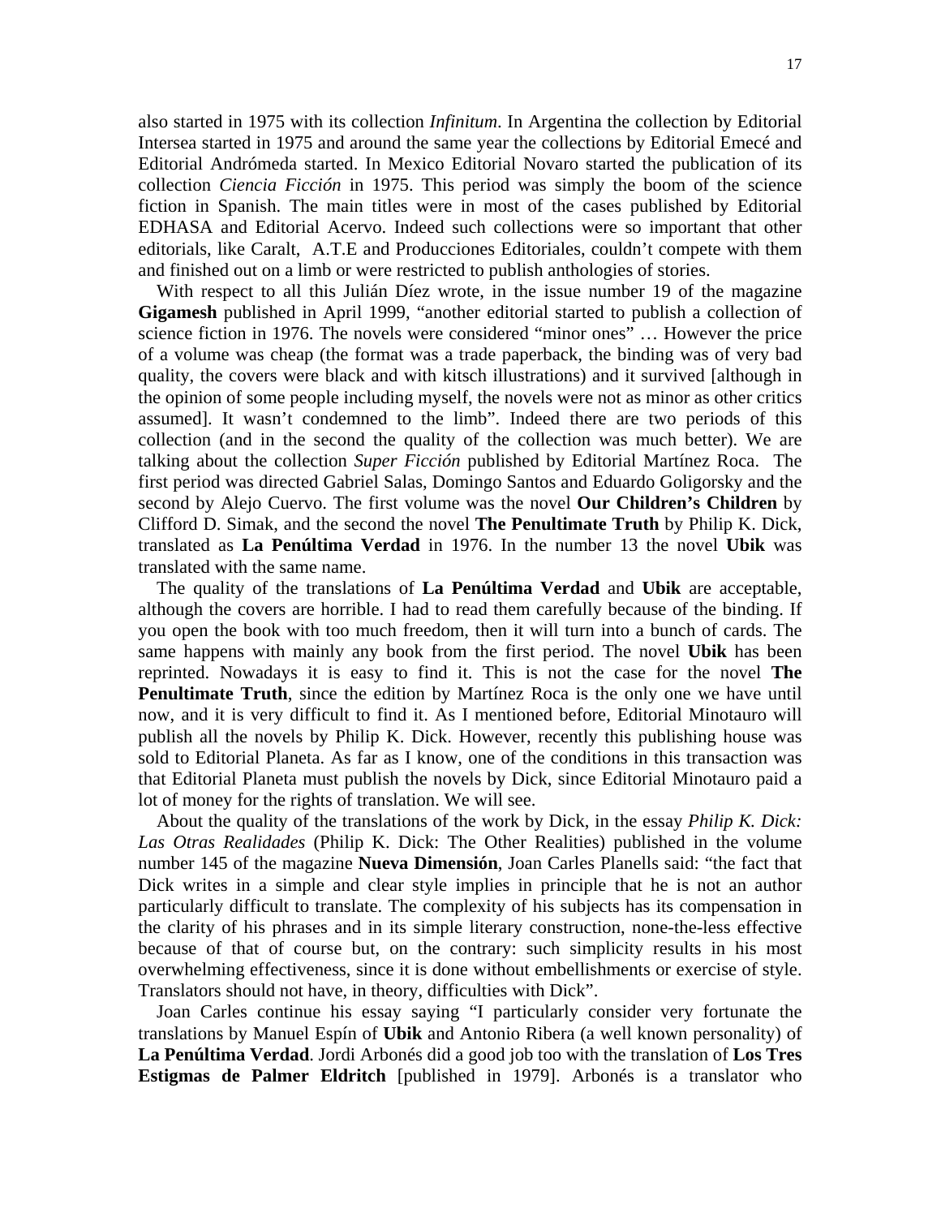also started in 1975 with its collection *Infinitum*. In Argentina the collection by Editorial Intersea started in 1975 and around the same year the collections by Editorial Emecé and Editorial Andrómeda started. In Mexico Editorial Novaro started the publication of its collection *Ciencia Ficción* in 1975. This period was simply the boom of the science fiction in Spanish. The main titles were in most of the cases published by Editorial EDHASA and Editorial Acervo. Indeed such collections were so important that other editorials, like Caralt, A.T.E and Producciones Editoriales, couldn't compete with them and finished out on a limb or were restricted to publish anthologies of stories.

With respect to all this Julián Díez wrote, in the issue number 19 of the magazine **Gigamesh** published in April 1999, "another editorial started to publish a collection of science fiction in 1976. The novels were considered "minor ones" … However the price of a volume was cheap (the format was a trade paperback, the binding was of very bad quality, the covers were black and with kitsch illustrations) and it survived [although in the opinion of some people including myself, the novels were not as minor as other critics assumed]. It wasn't condemned to the limb". Indeed there are two periods of this collection (and in the second the quality of the collection was much better). We are talking about the collection *Super Ficción* published by Editorial Martínez Roca. The first period was directed Gabriel Salas, Domingo Santos and Eduardo Goligorsky and the second by Alejo Cuervo. The first volume was the novel **Our Children's Children** by Clifford D. Simak, and the second the novel **The Penultimate Truth** by Philip K. Dick, translated as **La Penúltima Verdad** in 1976. In the number 13 the novel **Ubik** was translated with the same name.

The quality of the translations of **La Penúltima Verdad** and **Ubik** are acceptable, although the covers are horrible. I had to read them carefully because of the binding. If you open the book with too much freedom, then it will turn into a bunch of cards. The same happens with mainly any book from the first period. The novel **Ubik** has been reprinted. Nowadays it is easy to find it. This is not the case for the novel **The Penultimate Truth**, since the edition by Martínez Roca is the only one we have until now, and it is very difficult to find it. As I mentioned before, Editorial Minotauro will publish all the novels by Philip K. Dick. However, recently this publishing house was sold to Editorial Planeta. As far as I know, one of the conditions in this transaction was that Editorial Planeta must publish the novels by Dick, since Editorial Minotauro paid a lot of money for the rights of translation. We will see.

About the quality of the translations of the work by Dick, in the essay *Philip K. Dick: Las Otras Realidades* (Philip K. Dick: The Other Realities) published in the volume number 145 of the magazine **Nueva Dimensión**, Joan Carles Planells said: "the fact that Dick writes in a simple and clear style implies in principle that he is not an author particularly difficult to translate. The complexity of his subjects has its compensation in the clarity of his phrases and in its simple literary construction, none-the-less effective because of that of course but, on the contrary: such simplicity results in his most overwhelming effectiveness, since it is done without embellishments or exercise of style. Translators should not have, in theory, difficulties with Dick".

Joan Carles continue his essay saying "I particularly consider very fortunate the translations by Manuel Espín of **Ubik** and Antonio Ribera (a well known personality) of **La Penúltima Verdad**. Jordi Arbonés did a good job too with the translation of **Los Tres Estigmas de Palmer Eldritch** [published in 1979]. Arbonés is a translator who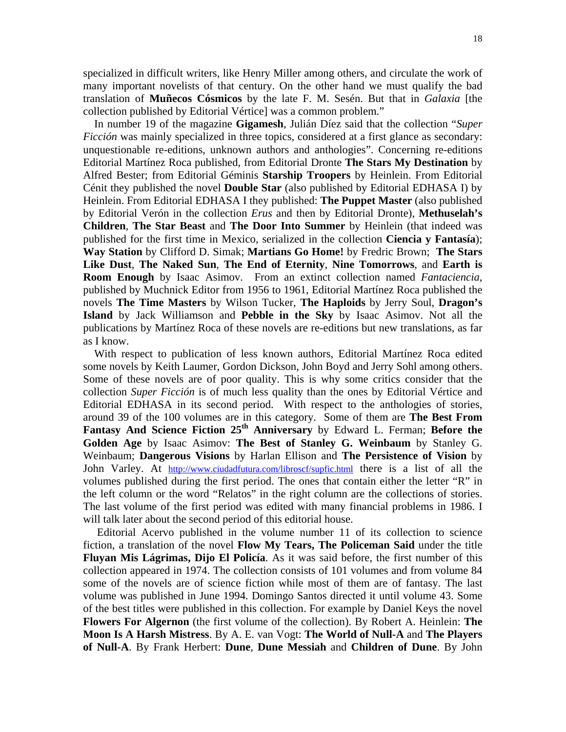specialized in difficult writers, like Henry Miller among others, and circulate the work of many important novelists of that century. On the other hand we must qualify the bad translation of **Muñecos Cósmicos** by the late F. M. Sesén. But that in *Galaxia* [the collection published by Editorial Vértice] was a common problem."

In number 19 of the magazine **Gigamesh**, Julián Díez said that the collection "*Super Ficción* was mainly specialized in three topics, considered at a first glance as secondary: unquestionable re-editions, unknown authors and anthologies". Concerning re-editions Editorial Martínez Roca published, from Editorial Dronte **The Stars My Destination** by Alfred Bester; from Editorial Géminis **Starship Troopers** by Heinlein. From Editorial Cénit they published the novel **Double Star** (also published by Editorial EDHASA I) by Heinlein. From Editorial EDHASA I they published: **The Puppet Master** (also published by Editorial Verón in the collection *Erus* and then by Editorial Dronte), **Methuselah's Children**, **The Star Beast** and **The Door Into Summer** by Heinlein (that indeed was published for the first time in Mexico, serialized in the collection **Ciencia y Fantasía**); **Way Station** by Clifford D. Simak; **Martians Go Home!** by Fredric Brown; **The Stars Like Dust**, **The Naked Sun**, **The End of Eternity**, **Nine Tomorrows**, and **Earth is Room Enough** by Isaac Asimov. From an extinct collection named *Fantaciencia*, published by Muchnick Editor from 1956 to 1961, Editorial Martínez Roca published the novels **The Time Masters** by Wilson Tucker, **The Haploids** by Jerry Soul, **Dragon's Island** by Jack Williamson and **Pebble in the Sky** by Isaac Asimov. Not all the publications by Martínez Roca of these novels are re-editions but new translations, as far as I know.

With respect to publication of less known authors, Editorial Martínez Roca edited some novels by Keith Laumer, Gordon Dickson, John Boyd and Jerry Sohl among others. Some of these novels are of poor quality. This is why some critics consider that the collection *Super Ficción* is of much less quality than the ones by Editorial Vértice and Editorial EDHASA in its second period. With respect to the anthologies of stories, around 39 of the 100 volumes are in this category. Some of them are **The Best From Fantasy And Science Fiction 25th Anniversary** by Edward L. Ferman; **Before the Golden Age** by Isaac Asimov: **The Best of Stanley G. Weinbaum** by Stanley G. Weinbaum; **Dangerous Visions** by Harlan Ellison and **The Persistence of Vision** by John Varley. At http://www.ciudadfutura.com/libroscf/supfic.html there is a list of all the volumes published during the first period. The ones that contain either the letter "R" in the left column or the word "Relatos" in the right column are the collections of stories. The last volume of the first period was edited with many financial problems in 1986. I will talk later about the second period of this editorial house.

Editorial Acervo published in the volume number 11 of its collection to science fiction, a translation of the novel **Flow My Tears, The Policeman Said** under the title **Fluyan Mis Lágrimas, Dijo El Policía**. As it was said before, the first number of this collection appeared in 1974. The collection consists of 101 volumes and from volume 84 some of the novels are of science fiction while most of them are of fantasy. The last volume was published in June 1994. Domingo Santos directed it until volume 43. Some of the best titles were published in this collection. For example by Daniel Keys the novel **Flowers For Algernon** (the first volume of the collection). By Robert A. Heinlein: **The Moon Is A Harsh Mistress**. By A. E. van Vogt: **The World of Null-A** and **The Players of Null-A**. By Frank Herbert: **Dune**, **Dune Messiah** and **Children of Dune**. By John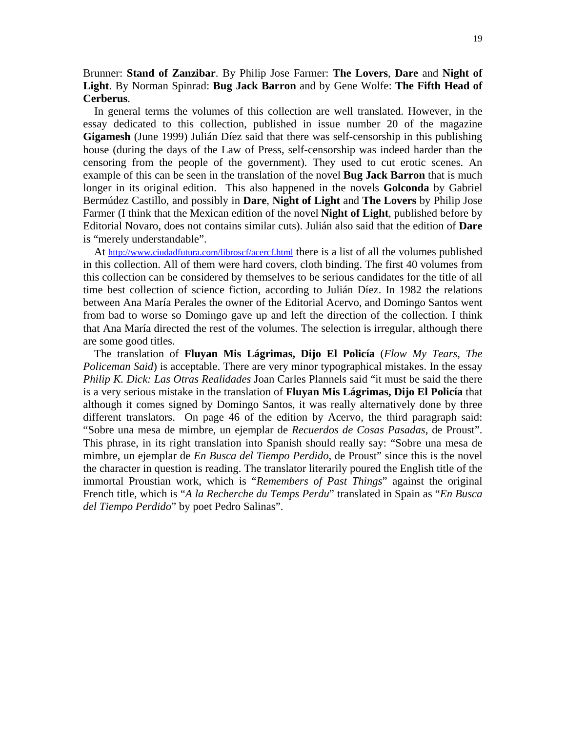Brunner: **Stand of Zanzibar**. By Philip Jose Farmer: **The Lovers**, **Dare** and **Night of Light**. By Norman Spinrad: **Bug Jack Barron** and by Gene Wolfe: **The Fifth Head of Cerberus**.

In general terms the volumes of this collection are well translated. However, in the essay dedicated to this collection, published in issue number 20 of the magazine **Gigamesh** (June 1999) Julián Díez said that there was self-censorship in this publishing house (during the days of the Law of Press, self-censorship was indeed harder than the censoring from the people of the government). They used to cut erotic scenes. An example of this can be seen in the translation of the novel **Bug Jack Barron** that is much longer in its original edition. This also happened in the novels **Golconda** by Gabriel Bermúdez Castillo, and possibly in **Dare**, **Night of Light** and **The Lovers** by Philip Jose Farmer (I think that the Mexican edition of the novel **Night of Light**, published before by Editorial Novaro, does not contains similar cuts). Julián also said that the edition of **Dare** is "merely understandable".

At http://www.ciudadfutura.com/libroscf/acercf.html there is a list of all the volumes published in this collection. All of them were hard covers, cloth binding. The first 40 volumes from this collection can be considered by themselves to be serious candidates for the title of all time best collection of science fiction, according to Julián Díez. In 1982 the relations between Ana María Perales the owner of the Editorial Acervo, and Domingo Santos went from bad to worse so Domingo gave up and left the direction of the collection. I think that Ana María directed the rest of the volumes. The selection is irregular, although there are some good titles.

The translation of **Fluyan Mis Lágrimas, Dijo El Policía** (*Flow My Tears, The Policeman Said*) is acceptable. There are very minor typographical mistakes. In the essay *Philip K. Dick: Las Otras Realidades* Joan Carles Plannels said "it must be said the there is a very serious mistake in the translation of **Fluyan Mis Lágrimas, Dijo El Policía** that although it comes signed by Domingo Santos, it was really alternatively done by three different translators. On page 46 of the edition by Acervo, the third paragraph said: "Sobre una mesa de mimbre, un ejemplar de *Recuerdos de Cosas Pasadas*, de Proust". This phrase, in its right translation into Spanish should really say: "Sobre una mesa de mimbre, un ejemplar de *En Busca del Tiempo Perdido*, de Proust" since this is the novel the character in question is reading. The translator literarily poured the English title of the immortal Proustian work, which is "*Remembers of Past Things*" against the original French title, which is "*A la Recherche du Temps Perdu*" translated in Spain as "*En Busca del Tiempo Perdido*" by poet Pedro Salinas".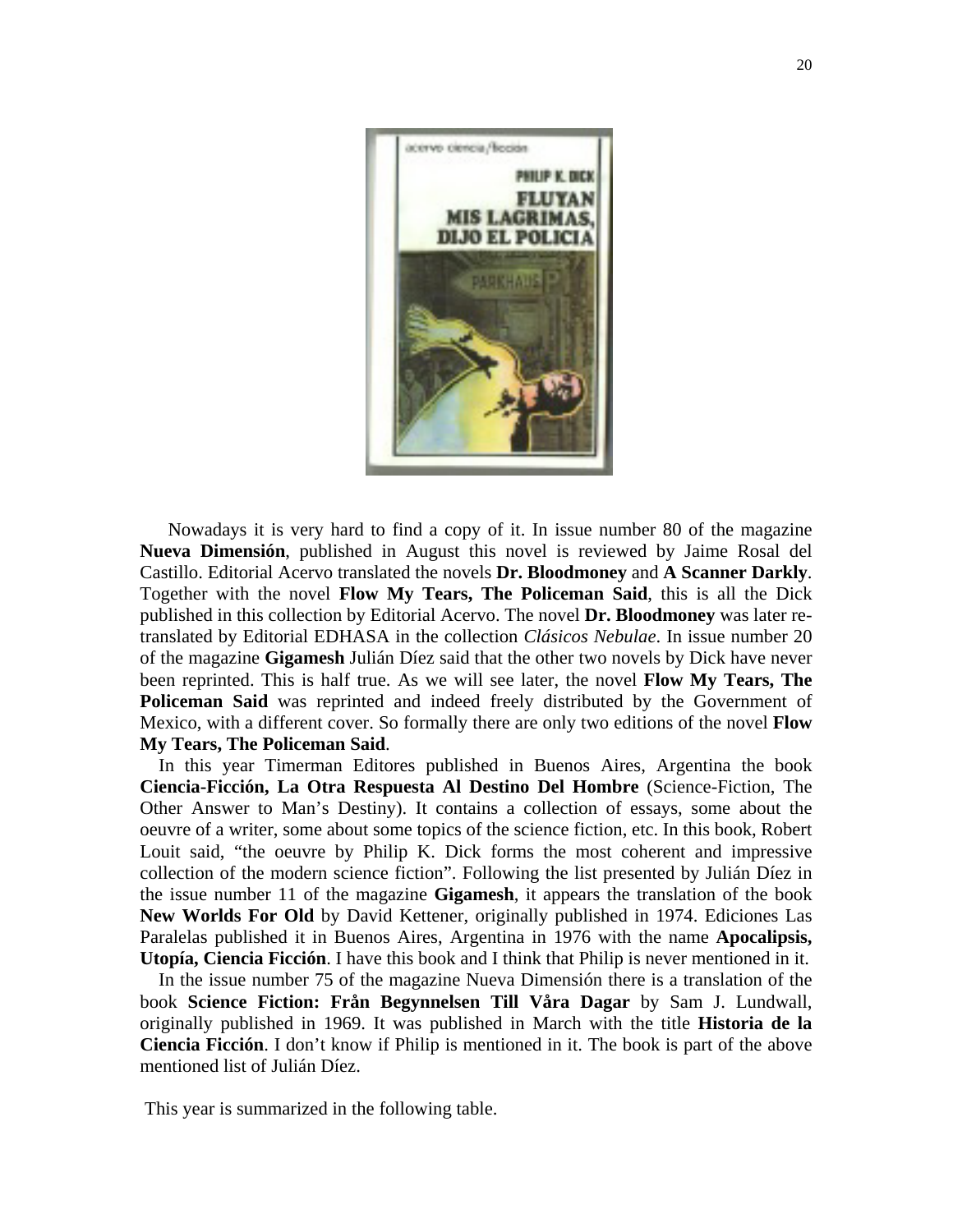Nowadays it is very hard to find a copy of it. In issue number 80 of the magazine **Nueva Dimensión**, published in August this novel is reviewed by Jaime Rosal del Castillo. Editorial Acervo translated the novels **Dr. Bloodmoney** and **A Scanner Darkly**. Together with the novel **Flow My Tears, The Policeman Said**, this is all the Dick published in this collection by Editorial Acervo. The novel **Dr. Bloodmoney** was later re-translated by Editorial EDHASA in the collection *Clásicos Nebulae*. In issue number 20 of the magazine **Gigamesh** Julián Díez said that the other two novels by Dick have never been reprinted. This is half true. As we will see later, the novel **Flow My Tears, The Policeman Said** was reprinted and indeed freely distributed by the Government of Mexico, with a different cover. So formally there are only two editions of the novel **Flow My Tears, The Policeman Said**.

In this year Timerman Editores published in Buenos Aires, Argentina the book **Ciencia-Ficción, La Otra Respuesta Al Destino Del Hombre** (Science-Fiction, The Other Answer to Man's Destiny). It contains a collection of essays, some about the oeuvre of a writer, some about some topics of the science fiction, etc. In this book, Robert Louit said, "the oeuvre by Philip K. Dick forms the most coherent and impressive collection of the modern science fiction". Following the list presented by Julián Díez in the issue number 11 of the magazine **Gigamesh**, it appears the translation of the book **New Worlds For Old** by David Kettener, originally published in 1974. Ediciones Las Paralelas published it in Buenos Aires, Argentina in 1976 with the name **Apocalipsis, Utopía, Ciencia Ficción**. I have this book and I think that Philip is never mentioned in it.

In the issue number 75 of the magazine Nueva Dimensión there is a translation of the book **Science Fiction: Från Begynnelsen Till Våra Dagar** by Sam J. Lundwall, originally published in 1969. It was published in March with the title **Historia de la Ciencia Ficción**. I don't know if Philip is mentioned in it. The book is part of the above mentioned list of Julián Díez.

This year is summarized in the following table.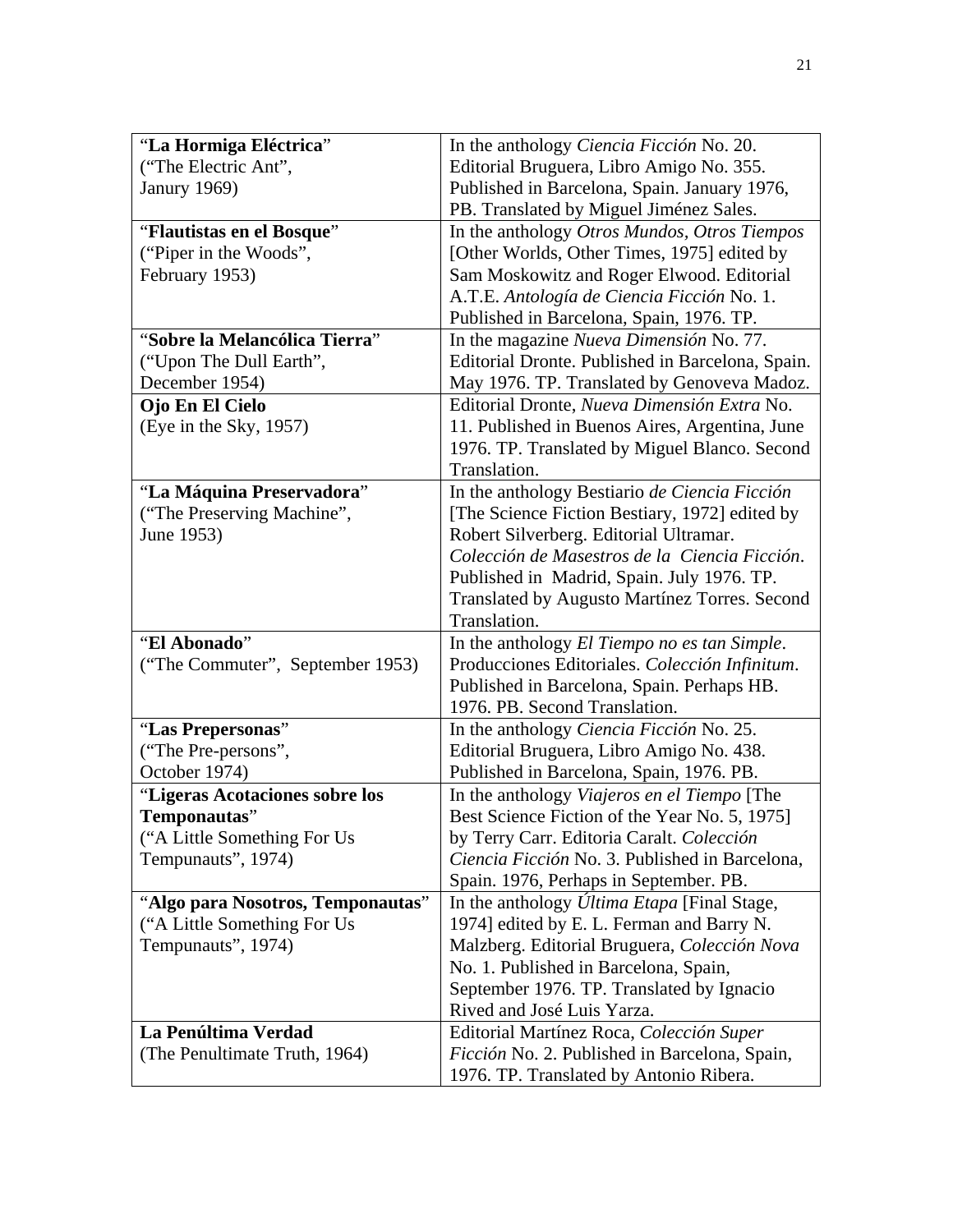| | |
|---|---|
| "**La Hormiga Eléctrica**" ("The Electric Ant", Janury 1969) | In the anthology *Ciencia Ficción* No. 20. Editorial Bruguera, Libro Amigo No. 355. Published in Barcelona, Spain. January 1976, PB. Translated by Miguel Jiménez Sales. |
| "**Flautistas en el Bosque**" ("Piper in the Woods", February 1953) | In the anthology *Otros Mundos, Otros Tiempos* [Other Worlds, Other Times, 1975] edited by Sam Moskowitz and Roger Elwood. Editorial A.T.E. *Antología de Ciencia Ficción* No. 1. Published in Barcelona, Spain, 1976. TP. |
| "**Sobre la Melancólica Tierra**" ("Upon The Dull Earth", December 1954) | In the magazine *Nueva Dimensión* No. 77. Editorial Dronte. Published in Barcelona, Spain. May 1976. TP. Translated by Genoveva Madoz. |
| **Ojo En El Cielo** (Eye in the Sky, 1957) | Editorial Dronte, *Nueva Dimensión Extra* No. 11. Published in Buenos Aires, Argentina, June 1976. TP. Translated by Miguel Blanco. Second Translation. |
| "**La Máquina Preservadora**" ("The Preserving Machine", June 1953) | In the anthology Bestiario *de Ciencia Ficción* [The Science Fiction Bestiary, 1972] edited by Robert Silverberg. Editorial Ultramar. *Colección de Masestros de la Ciencia Ficción*. Published in Madrid, Spain. July 1976. TP. Translated by Augusto Martínez Torres. Second Translation. |
| "**El Abonado**" ("The Commuter", September 1953) | In the anthology *El Tiempo no es tan Simple*. Producciones Editoriales. *Colección Infinitum*. Published in Barcelona, Spain. Perhaps HB. 1976. PB. Second Translation. |
| "**Las Prepersonas**" ("The Pre-persons", October 1974) | In the anthology *Ciencia Ficción* No. 25. Editorial Bruguera, Libro Amigo No. 438. Published in Barcelona, Spain, 1976. PB. |
| "**Ligeras Acotaciones sobre los Temponautas**" ("A Little Something For Us Tempunauts", 1974) | In the anthology *Viajeros en el Tiempo* [The Best Science Fiction of the Year No. 5, 1975] by Terry Carr. Editoria Caralt. *Colección Ciencia Ficción* No. 3. Published in Barcelona, Spain. 1976, Perhaps in September. PB. |
| "**Algo para Nosotros, Temponautas**" ("A Little Something For Us Tempunauts", 1974) | In the anthology *Última Etapa* [Final Stage, 1974] edited by E. L. Ferman and Barry N. Malzberg. Editorial Bruguera, *Colección Nova* No. 1. Published in Barcelona, Spain, September 1976. TP. Translated by Ignacio Rived and José Luis Yarza. |
| **La Penúltima Verdad** (The Penultimate Truth, 1964) | Editorial Martínez Roca, *Colección Super Ficción* No. 2. Published in Barcelona, Spain, 1976. TP. Translated by Antonio Ribera. |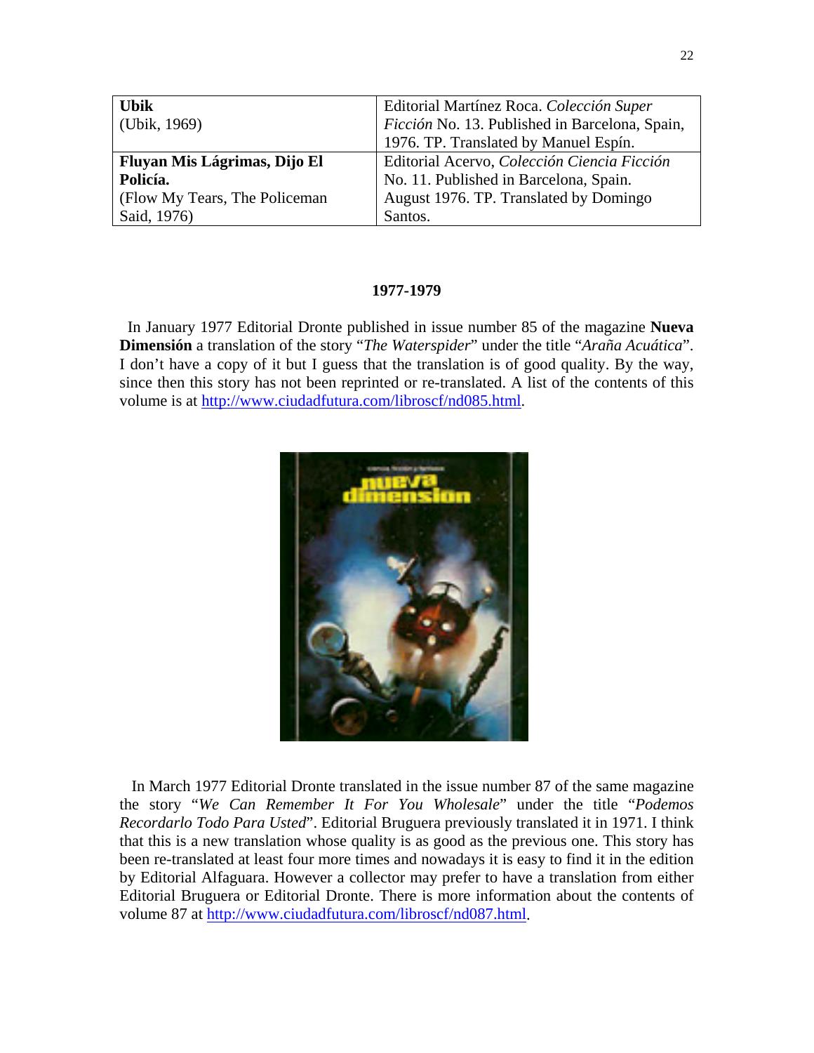| **Ubik** (Ubik, 1969) | Editorial Martínez Roca. *Colección Super Ficción* No. 13. Published in Barcelona, Spain, 1976. TP. Translated by Manuel Espín. |
|---|---|
| **Fluyan Mis Lágrimas, Dijo El Policía.** (Flow My Tears, The Policeman Said, 1976) | Editorial Acervo, *Colección Ciencia Ficción* No. 11. Published in Barcelona, Spain. August 1976. TP. Translated by Domingo Santos. |

## 1977-1979

In January 1977 Editorial Dronte published in issue number 85 of the magazine **Nueva Dimensión** a translation of the story "*The Waterspider*" under the title "*Araña Acuática*". I don't have a copy of it but I guess that the translation is of good quality. By the way, since then this story has not been reprinted or re-translated. A list of the contents of this volume is at http://www.ciudadfutura.com/libroscf/nd085.html.

In March 1977 Editorial Dronte translated in the issue number 87 of the same magazine the story "*We Can Remember It For You Wholesale*" under the title "*Podemos Recordarlo Todo Para Usted*". Editorial Bruguera previously translated it in 1971. I think that this is a new translation whose quality is as good as the previous one. This story has been re-translated at least four more times and nowadays it is easy to find it in the edition by Editorial Alfaguara. However a collector may prefer to have a translation from either Editorial Bruguera or Editorial Dronte. There is more information about the contents of volume 87 at http://www.ciudadfutura.com/libroscf/nd087.html.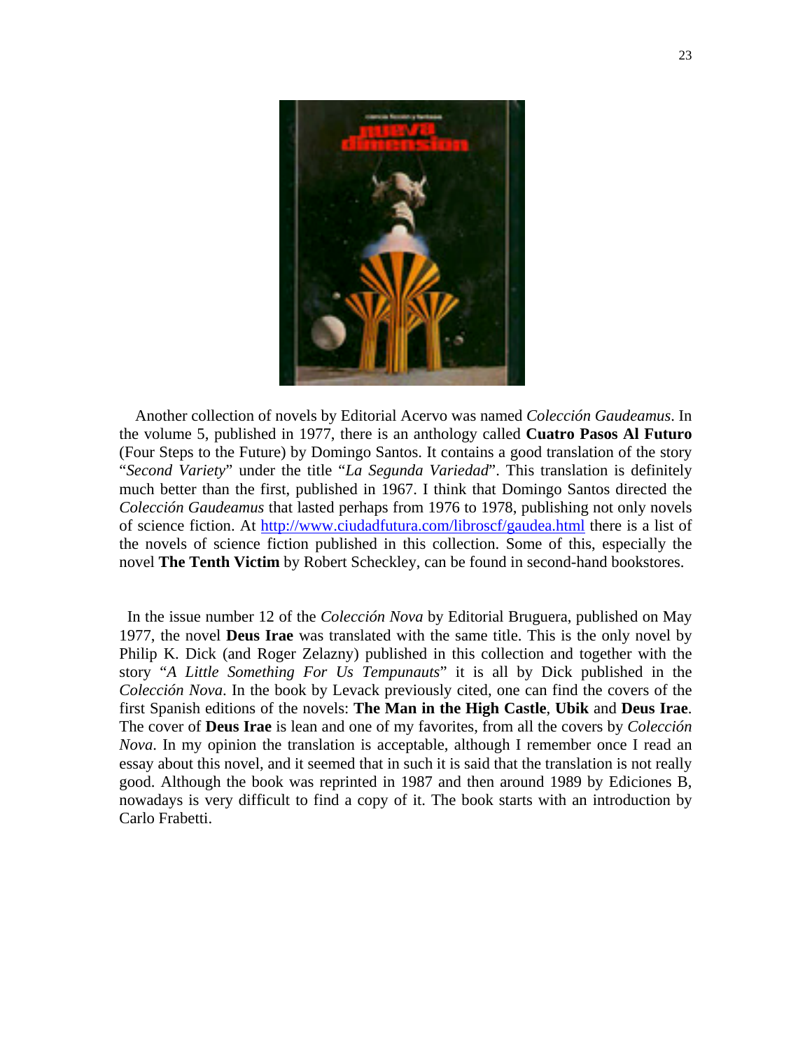Another collection of novels by Editorial Acervo was named *Colección Gaudeamus*. In the volume 5, published in 1977, there is an anthology called **Cuatro Pasos Al Futuro** (Four Steps to the Future) by Domingo Santos. It contains a good translation of the story "*Second Variety*" under the title "*La Segunda Variedad*". This translation is definitely much better than the first, published in 1967. I think that Domingo Santos directed the *Colección Gaudeamus* that lasted perhaps from 1976 to 1978, publishing not only novels of science fiction. At http://www.ciudadfutura.com/libroscf/gaudea.html there is a list of the novels of science fiction published in this collection. Some of this, especially the novel **The Tenth Victim** by Robert Scheckley, can be found in second-hand bookstores.

In the issue number 12 of the *Colección Nova* by Editorial Bruguera, published on May 1977, the novel **Deus Irae** was translated with the same title. This is the only novel by Philip K. Dick (and Roger Zelazny) published in this collection and together with the story "*A Little Something For Us Tempunauts*" it is all by Dick published in the *Colección Nova*. In the book by Levack previously cited, one can find the covers of the first Spanish editions of the novels: **The Man in the High Castle**, **Ubik** and **Deus Irae**. The cover of **Deus Irae** is lean and one of my favorites, from all the covers by *Colección Nova*. In my opinion the translation is acceptable, although I remember once I read an essay about this novel, and it seemed that in such it is said that the translation is not really good. Although the book was reprinted in 1987 and then around 1989 by Ediciones B, nowadays is very difficult to find a copy of it. The book starts with an introduction by Carlo Frabetti.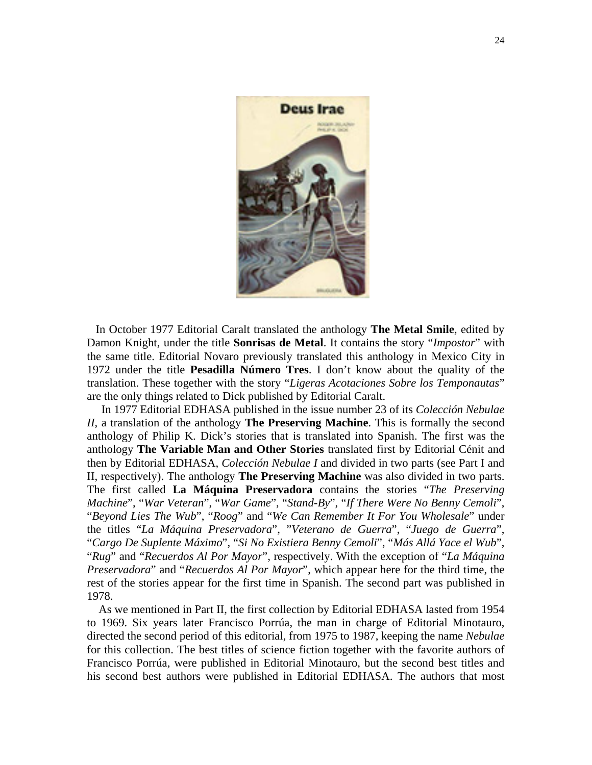In October 1977 Editorial Caralt translated the anthology **The Metal Smile**, edited by Damon Knight, under the title **Sonrisas de Metal**. It contains the story "*Impostor*" with the same title. Editorial Novaro previously translated this anthology in Mexico City in 1972 under the title **Pesadilla Número Tres**. I don't know about the quality of the translation. These together with the story "*Ligeras Acotaciones Sobre los Temponautas*" are the only things related to Dick published by Editorial Caralt.

In 1977 Editorial EDHASA published in the issue number 23 of its *Colección Nebulae II*, a translation of the anthology **The Preserving Machine**. This is formally the second anthology of Philip K. Dick's stories that is translated into Spanish. The first was the anthology **The Variable Man and Other Stories** translated first by Editorial Cénit and then by Editorial EDHASA, *Colección Nebulae I* and divided in two parts (see Part I and II, respectively). The anthology **The Preserving Machine** was also divided in two parts. The first called **La Máquina Preservadora** contains the stories "*The Preserving Machine*", "*War Veteran*", "*War Game*", "*Stand-By*", "*If There Were No Benny Cemoli*", "*Beyond Lies The Wub*", "*Roog*" and "*We Can Remember It For You Wholesale*" under the titles "*La Máquina Preservadora*", "*Veterano de Guerra*", "*Juego de Guerra*", "*Cargo De Suplente Máximo*", "*Si No Existiera Benny Cemoli*", "*Más Allá Yace el Wub*", "*Rug*" and "*Recuerdos Al Por Mayor*", respectively. With the exception of "*La Máquina Preservadora*" and "*Recuerdos Al Por Mayor*", which appear here for the third time, the rest of the stories appear for the first time in Spanish. The second part was published in 1978.

As we mentioned in Part II, the first collection by Editorial EDHASA lasted from 1954 to 1969. Six years later Francisco Porrúa, the man in charge of Editorial Minotauro, directed the second period of this editorial, from 1975 to 1987, keeping the name *Nebulae* for this collection. The best titles of science fiction together with the favorite authors of Francisco Porrúa, were published in Editorial Minotauro, but the second best titles and his second best authors were published in Editorial EDHASA. The authors that most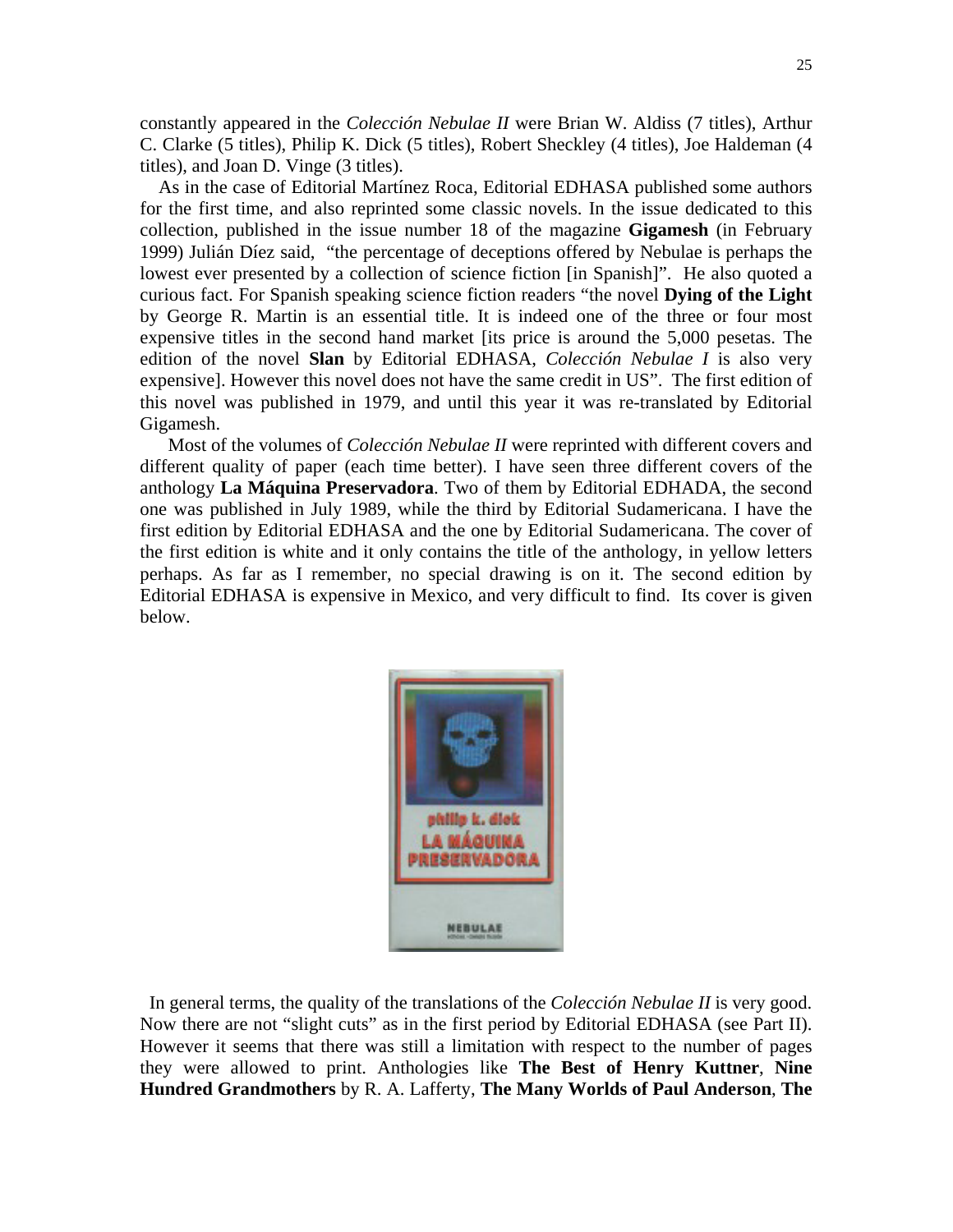constantly appeared in the *Colección Nebulae II* were Brian W. Aldiss (7 titles), Arthur C. Clarke (5 titles), Philip K. Dick (5 titles), Robert Sheckley (4 titles), Joe Haldeman (4 titles), and Joan D. Vinge (3 titles).

As in the case of Editorial Martínez Roca, Editorial EDHASA published some authors for the first time, and also reprinted some classic novels. In the issue dedicated to this collection, published in the issue number 18 of the magazine **Gigamesh** (in February 1999) Julián Díez said, "the percentage of deceptions offered by Nebulae is perhaps the lowest ever presented by a collection of science fiction [in Spanish]". He also quoted a curious fact. For Spanish speaking science fiction readers "the novel **Dying of the Light** by George R. Martin is an essential title. It is indeed one of the three or four most expensive titles in the second hand market [its price is around the 5,000 pesetas. The edition of the novel **Slan** by Editorial EDHASA, *Colección Nebulae I* is also very expensive]. However this novel does not have the same credit in US". The first edition of this novel was published in 1979, and until this year it was re-translated by Editorial Gigamesh.

Most of the volumes of *Colección Nebulae II* were reprinted with different covers and different quality of paper (each time better). I have seen three different covers of the anthology **La Máquina Preservadora**. Two of them by Editorial EDHADA, the second one was published in July 1989, while the third by Editorial Sudamericana. I have the first edition by Editorial EDHASA and the one by Editorial Sudamericana. The cover of the first edition is white and it only contains the title of the anthology, in yellow letters perhaps. As far as I remember, no special drawing is on it. The second edition by Editorial EDHASA is expensive in Mexico, and very difficult to find. Its cover is given below.

In general terms, the quality of the translations of the *Colección Nebulae II* is very good. Now there are not "slight cuts" as in the first period by Editorial EDHASA (see Part II). However it seems that there was still a limitation with respect to the number of pages they were allowed to print. Anthologies like **The Best of Henry Kuttner**, **Nine Hundred Grandmothers** by R. A. Lafferty, **The Many Worlds of Paul Anderson**, **The**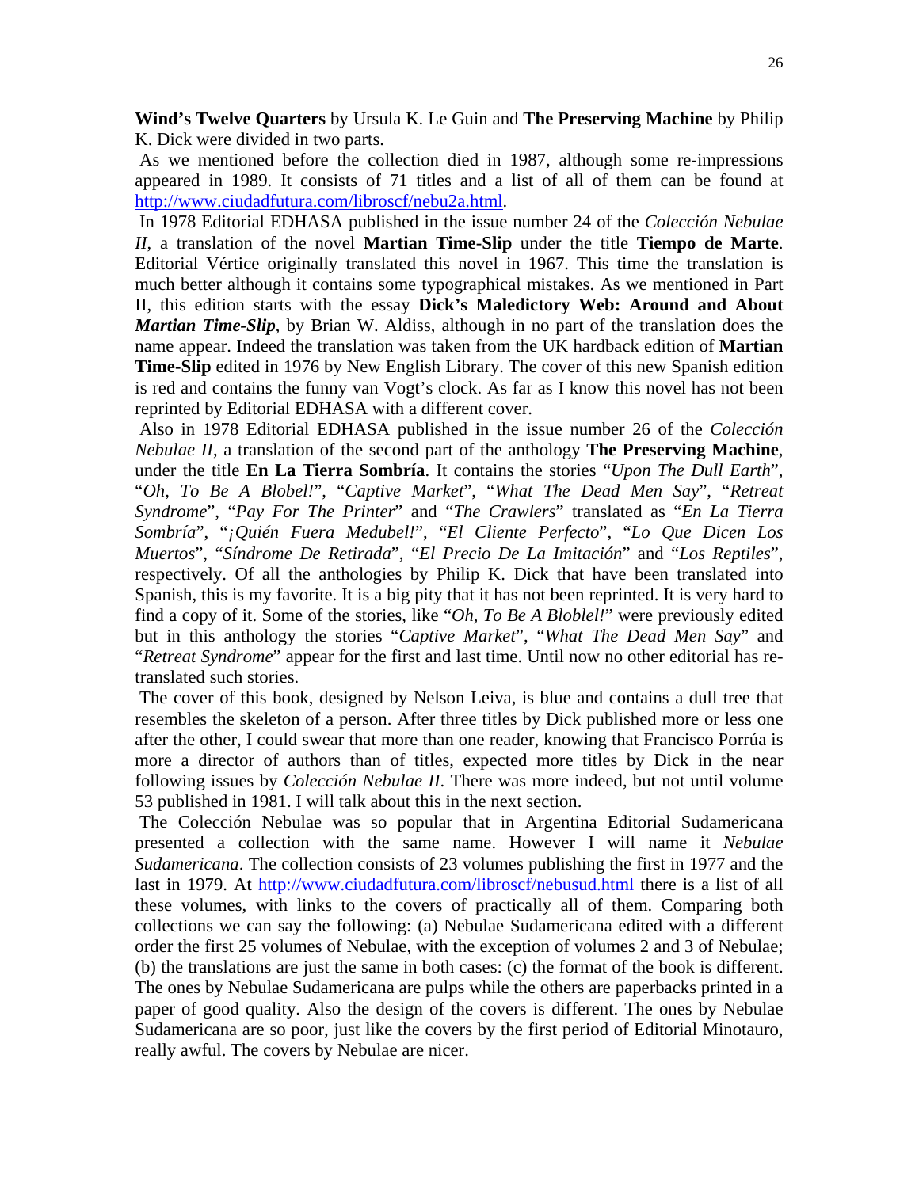**Wind's Twelve Quarters** by Ursula K. Le Guin and **The Preserving Machine** by Philip K. Dick were divided in two parts.

As we mentioned before the collection died in 1987, although some re-impressions appeared in 1989. It consists of 71 titles and a list of all of them can be found at http://www.ciudadfutura.com/libroscf/nebu2a.html.

In 1978 Editorial EDHASA published in the issue number 24 of the *Colección Nebulae II*, a translation of the novel **Martian Time-Slip** under the title **Tiempo de Marte**. Editorial Vértice originally translated this novel in 1967. This time the translation is much better although it contains some typographical mistakes. As we mentioned in Part II, this edition starts with the essay **Dick's Maledictory Web: Around and About *Martian Time-Slip***, by Brian W. Aldiss, although in no part of the translation does the name appear. Indeed the translation was taken from the UK hardback edition of **Martian Time-Slip** edited in 1976 by New English Library. The cover of this new Spanish edition is red and contains the funny van Vogt's clock. As far as I know this novel has not been reprinted by Editorial EDHASA with a different cover.

Also in 1978 Editorial EDHASA published in the issue number 26 of the *Colección Nebulae II*, a translation of the second part of the anthology **The Preserving Machine**, under the title **En La Tierra Sombría**. It contains the stories "*Upon The Dull Earth*", "*Oh, To Be A Blobel!*", "*Captive Market*", "*What The Dead Men Say*", "*Retreat Syndrome*", "*Pay For The Printer*" and "*The Crawlers*" translated as "*En La Tierra Sombría*", "*¡Quién Fuera Medubel!*", "*El Cliente Perfecto*", "*Lo Que Dicen Los Muertos*", "*Síndrome De Retirada*", "*El Precio De La Imitación*" and "*Los Reptiles*", respectively. Of all the anthologies by Philip K. Dick that have been translated into Spanish, this is my favorite. It is a big pity that it has not been reprinted. It is very hard to find a copy of it. Some of the stories, like "*Oh, To Be A Bloblel!*" were previously edited but in this anthology the stories "*Captive Market*", "*What The Dead Men Say*" and "*Retreat Syndrome*" appear for the first and last time. Until now no other editorial has re-translated such stories.

The cover of this book, designed by Nelson Leiva, is blue and contains a dull tree that resembles the skeleton of a person. After three titles by Dick published more or less one after the other, I could swear that more than one reader, knowing that Francisco Porrúa is more a director of authors than of titles, expected more titles by Dick in the near following issues by *Colección Nebulae II*. There was more indeed, but not until volume 53 published in 1981. I will talk about this in the next section.

The Colección Nebulae was so popular that in Argentina Editorial Sudamericana presented a collection with the same name. However I will name it *Nebulae Sudamericana*. The collection consists of 23 volumes publishing the first in 1977 and the last in 1979. At http://www.ciudadfutura.com/libroscf/nebusud.html there is a list of all these volumes, with links to the covers of practically all of them. Comparing both collections we can say the following: (a) Nebulae Sudamericana edited with a different order the first 25 volumes of Nebulae, with the exception of volumes 2 and 3 of Nebulae; (b) the translations are just the same in both cases: (c) the format of the book is different. The ones by Nebulae Sudamericana are pulps while the others are paperbacks printed in a paper of good quality. Also the design of the covers is different. The ones by Nebulae Sudamericana are so poor, just like the covers by the first period of Editorial Minotauro, really awful. The covers by Nebulae are nicer.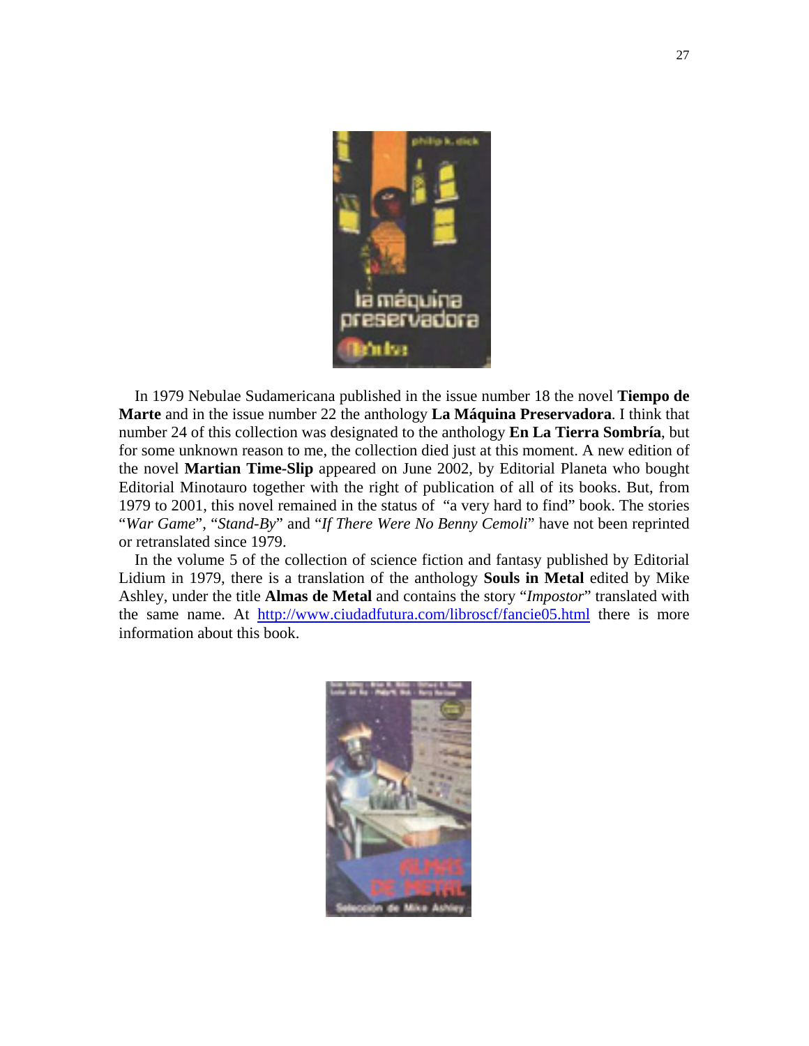In 1979 Nebulae Sudamericana published in the issue number 18 the novel **Tiempo de Marte** and in the issue number 22 the anthology **La Máquina Preservadora**. I think that number 24 of this collection was designated to the anthology **En La Tierra Sombría**, but for some unknown reason to me, the collection died just at this moment. A new edition of the novel **Martian Time-Slip** appeared on June 2002, by Editorial Planeta who bought Editorial Minotauro together with the right of publication of all of its books. But, from 1979 to 2001, this novel remained in the status of "a very hard to find" book. The stories "*War Game*", "*Stand-By*" and "*If There Were No Benny Cemoli*" have not been reprinted or retranslated since 1979.

In the volume 5 of the collection of science fiction and fantasy published by Editorial Lidium in 1979, there is a translation of the anthology **Souls in Metal** edited by Mike Ashley, under the title **Almas de Metal** and contains the story "*Impostor*" translated with the same name. At http://www.ciudadfutura.com/libroscf/fancie05.html there is more information about this book.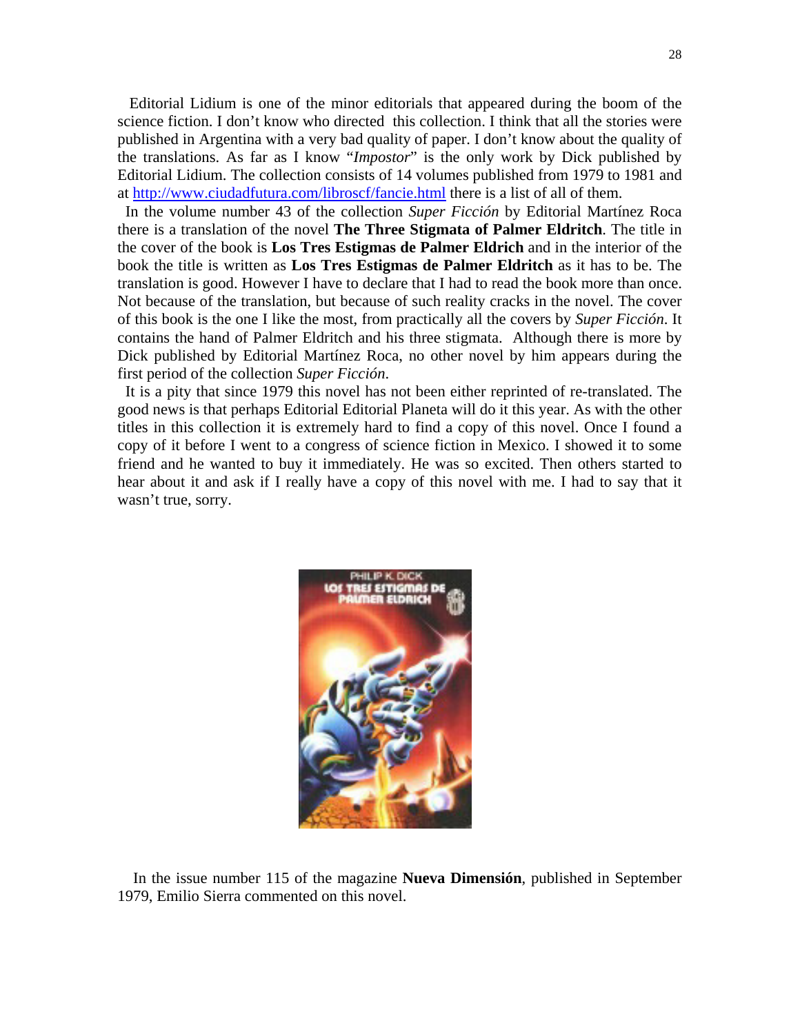Editorial Lidium is one of the minor editorials that appeared during the boom of the science fiction. I don't know who directed this collection. I think that all the stories were published in Argentina with a very bad quality of paper. I don't know about the quality of the translations. As far as I know "*Impostor*" is the only work by Dick published by Editorial Lidium. The collection consists of 14 volumes published from 1979 to 1981 and at http://www.ciudadfutura.com/libroscf/fancie.html there is a list of all of them.

In the volume number 43 of the collection *Super Ficción* by Editorial Martínez Roca there is a translation of the novel **The Three Stigmata of Palmer Eldritch**. The title in the cover of the book is **Los Tres Estigmas de Palmer Eldrich** and in the interior of the book the title is written as **Los Tres Estigmas de Palmer Eldritch** as it has to be. The translation is good. However I have to declare that I had to read the book more than once. Not because of the translation, but because of such reality cracks in the novel. The cover of this book is the one I like the most, from practically all the covers by *Super Ficción*. It contains the hand of Palmer Eldritch and his three stigmata. Although there is more by Dick published by Editorial Martínez Roca, no other novel by him appears during the first period of the collection *Super Ficción*.

It is a pity that since 1979 this novel has not been either reprinted of re-translated. The good news is that perhaps Editorial Editorial Planeta will do it this year. As with the other titles in this collection it is extremely hard to find a copy of this novel. Once I found a copy of it before I went to a congress of science fiction in Mexico. I showed it to some friend and he wanted to buy it immediately. He was so excited. Then others started to hear about it and ask if I really have a copy of this novel with me. I had to say that it wasn't true, sorry.

In the issue number 115 of the magazine **Nueva Dimensión**, published in September 1979, Emilio Sierra commented on this novel.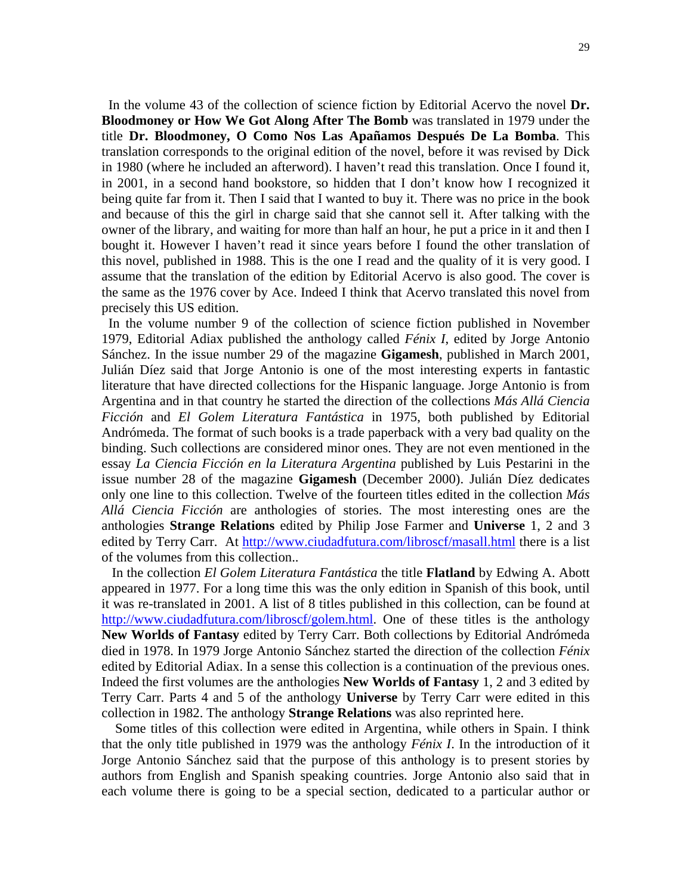In the volume 43 of the collection of science fiction by Editorial Acervo the novel **Dr. Bloodmoney or How We Got Along After The Bomb** was translated in 1979 under the title **Dr. Bloodmoney, O Como Nos Las Apañamos Después De La Bomba**. This translation corresponds to the original edition of the novel, before it was revised by Dick in 1980 (where he included an afterword). I haven't read this translation. Once I found it, in 2001, in a second hand bookstore, so hidden that I don't know how I recognized it being quite far from it. Then I said that I wanted to buy it. There was no price in the book and because of this the girl in charge said that she cannot sell it. After talking with the owner of the library, and waiting for more than half an hour, he put a price in it and then I bought it. However I haven't read it since years before I found the other translation of this novel, published in 1988. This is the one I read and the quality of it is very good. I assume that the translation of the edition by Editorial Acervo is also good. The cover is the same as the 1976 cover by Ace. Indeed I think that Acervo translated this novel from precisely this US edition.

In the volume number 9 of the collection of science fiction published in November 1979, Editorial Adiax published the anthology called *Fénix I*, edited by Jorge Antonio Sánchez. In the issue number 29 of the magazine **Gigamesh**, published in March 2001, Julián Díez said that Jorge Antonio is one of the most interesting experts in fantastic literature that have directed collections for the Hispanic language. Jorge Antonio is from Argentina and in that country he started the direction of the collections *Más Allá Ciencia Ficción* and *El Golem Literatura Fantástica* in 1975, both published by Editorial Andrómeda. The format of such books is a trade paperback with a very bad quality on the binding. Such collections are considered minor ones. They are not even mentioned in the essay *La Ciencia Ficción en la Literatura Argentina* published by Luis Pestarini in the issue number 28 of the magazine **Gigamesh** (December 2000). Julián Díez dedicates only one line to this collection. Twelve of the fourteen titles edited in the collection *Más Allá Ciencia Ficción* are anthologies of stories. The most interesting ones are the anthologies **Strange Relations** edited by Philip Jose Farmer and **Universe** 1, 2 and 3 edited by Terry Carr. At http://www.ciudadfutura.com/libroscf/masall.html there is a list of the volumes from this collection..

In the collection *El Golem Literatura Fantástica* the title **Flatland** by Edwing A. Abott appeared in 1977. For a long time this was the only edition in Spanish of this book, until it was re-translated in 2001. A list of 8 titles published in this collection, can be found at http://www.ciudadfutura.com/libroscf/golem.html. One of these titles is the anthology **New Worlds of Fantasy** edited by Terry Carr. Both collections by Editorial Andrómeda died in 1978. In 1979 Jorge Antonio Sánchez started the direction of the collection *Fénix* edited by Editorial Adiax. In a sense this collection is a continuation of the previous ones. Indeed the first volumes are the anthologies **New Worlds of Fantasy** 1, 2 and 3 edited by Terry Carr. Parts 4 and 5 of the anthology **Universe** by Terry Carr were edited in this collection in 1982. The anthology **Strange Relations** was also reprinted here.

Some titles of this collection were edited in Argentina, while others in Spain. I think that the only title published in 1979 was the anthology *Fénix I*. In the introduction of it Jorge Antonio Sánchez said that the purpose of this anthology is to present stories by authors from English and Spanish speaking countries. Jorge Antonio also said that in each volume there is going to be a special section, dedicated to a particular author or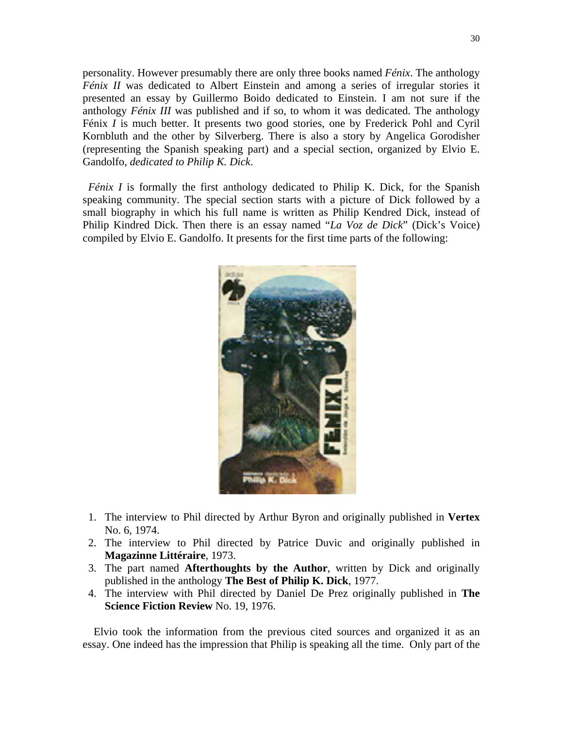personality. However presumably there are only three books named *Fénix*. The anthology *Fénix II* was dedicated to Albert Einstein and among a series of irregular stories it presented an essay by Guillermo Boido dedicated to Einstein. I am not sure if the anthology *Fénix III* was published and if so, to whom it was dedicated. The anthology Fénix *I* is much better. It presents two good stories, one by Frederick Pohl and Cyril Kornbluth and the other by Silverberg. There is also a story by Angelica Gorodisher (representing the Spanish speaking part) and a special section, organized by Elvio E. Gandolfo, *dedicated to Philip K. Dick*.

*Fénix I* is formally the first anthology dedicated to Philip K. Dick, for the Spanish speaking community. The special section starts with a picture of Dick followed by a small biography in which his full name is written as Philip Kendred Dick, instead of Philip Kindred Dick. Then there is an essay named "*La Voz de Dick*" (Dick's Voice) compiled by Elvio E. Gandolfo. It presents for the first time parts of the following:

1. The interview to Phil directed by Arthur Byron and originally published in **Vertex** No. 6, 1974.
2. The interview to Phil directed by Patrice Duvic and originally published in **Magazinne Littéraire**, 1973.
3. The part named **Afterthoughts by the Author**, written by Dick and originally published in the anthology **The Best of Philip K. Dick**, 1977.
4. The interview with Phil directed by Daniel De Prez originally published in **The Science Fiction Review** No. 19, 1976.

Elvio took the information from the previous cited sources and organized it as an essay. One indeed has the impression that Philip is speaking all the time. Only part of the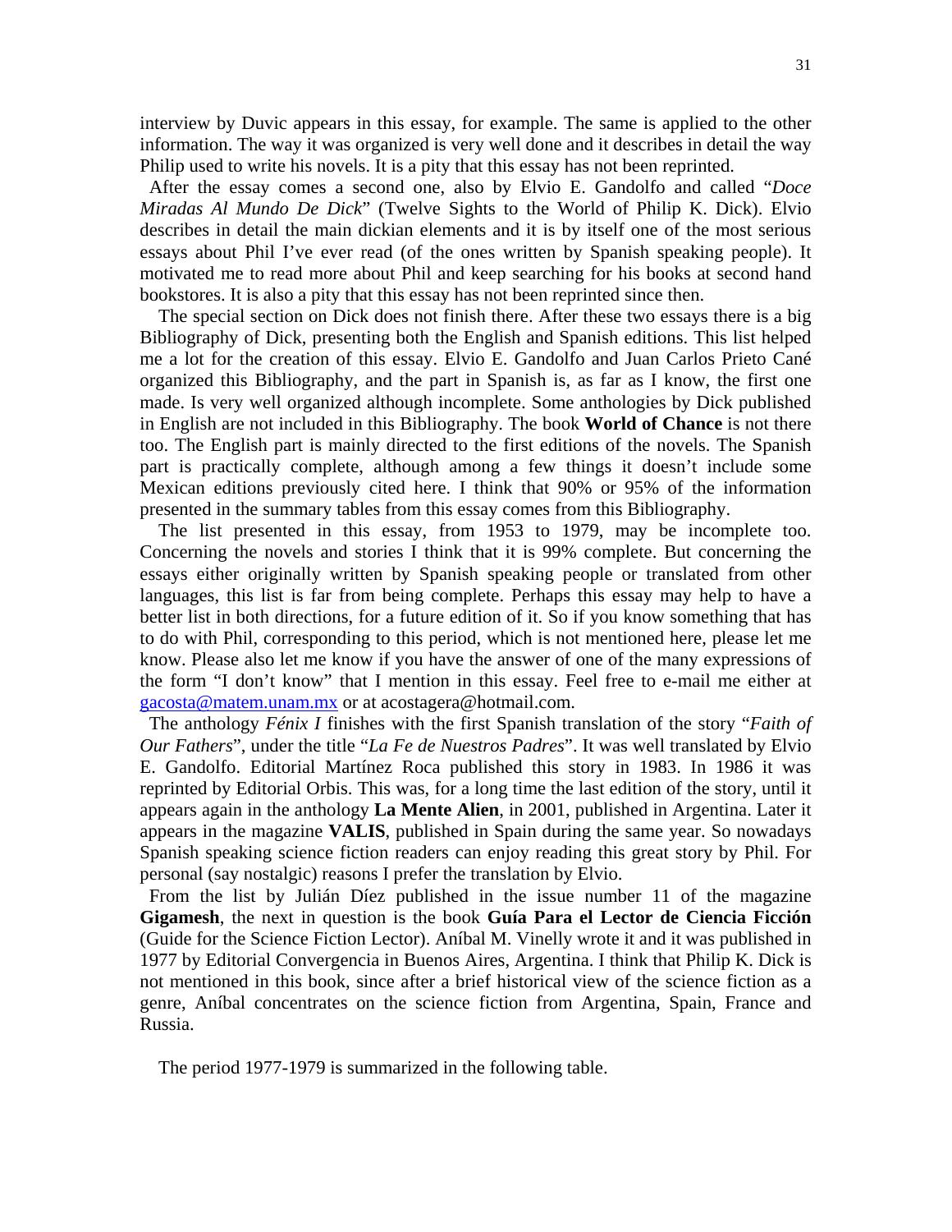interview by Duvic appears in this essay, for example. The same is applied to the other information. The way it was organized is very well done and it describes in detail the way Philip used to write his novels. It is a pity that this essay has not been reprinted.

After the essay comes a second one, also by Elvio E. Gandolfo and called "*Doce Miradas Al Mundo De Dick*" (Twelve Sights to the World of Philip K. Dick). Elvio describes in detail the main dickian elements and it is by itself one of the most serious essays about Phil I've ever read (of the ones written by Spanish speaking people). It motivated me to read more about Phil and keep searching for his books at second hand bookstores. It is also a pity that this essay has not been reprinted since then.

The special section on Dick does not finish there. After these two essays there is a big Bibliography of Dick, presenting both the English and Spanish editions. This list helped me a lot for the creation of this essay. Elvio E. Gandolfo and Juan Carlos Prieto Cané organized this Bibliography, and the part in Spanish is, as far as I know, the first one made. Is very well organized although incomplete. Some anthologies by Dick published in English are not included in this Bibliography. The book **World of Chance** is not there too. The English part is mainly directed to the first editions of the novels. The Spanish part is practically complete, although among a few things it doesn't include some Mexican editions previously cited here. I think that 90% or 95% of the information presented in the summary tables from this essay comes from this Bibliography.

The list presented in this essay, from 1953 to 1979, may be incomplete too. Concerning the novels and stories I think that it is 99% complete. But concerning the essays either originally written by Spanish speaking people or translated from other languages, this list is far from being complete. Perhaps this essay may help to have a better list in both directions, for a future edition of it. So if you know something that has to do with Phil, corresponding to this period, which is not mentioned here, please let me know. Please also let me know if you have the answer of one of the many expressions of the form "I don't know" that I mention in this essay. Feel free to e-mail me either at gacosta@matem.unam.mx or at acostagera@hotmail.com.

The anthology *Fénix I* finishes with the first Spanish translation of the story "*Faith of Our Fathers*", under the title "*La Fe de Nuestros Padres*". It was well translated by Elvio E. Gandolfo. Editorial Martínez Roca published this story in 1983. In 1986 it was reprinted by Editorial Orbis. This was, for a long time the last edition of the story, until it appears again in the anthology **La Mente Alien**, in 2001, published in Argentina. Later it appears in the magazine **VALIS**, published in Spain during the same year. So nowadays Spanish speaking science fiction readers can enjoy reading this great story by Phil. For personal (say nostalgic) reasons I prefer the translation by Elvio.

From the list by Julián Díez published in the issue number 11 of the magazine **Gigamesh**, the next in question is the book **Guía Para el Lector de Ciencia Ficción** (Guide for the Science Fiction Lector). Aníbal M. Vinelly wrote it and it was published in 1977 by Editorial Convergencia in Buenos Aires, Argentina. I think that Philip K. Dick is not mentioned in this book, since after a brief historical view of the science fiction as a genre, Aníbal concentrates on the science fiction from Argentina, Spain, France and Russia.

The period 1977-1979 is summarized in the following table.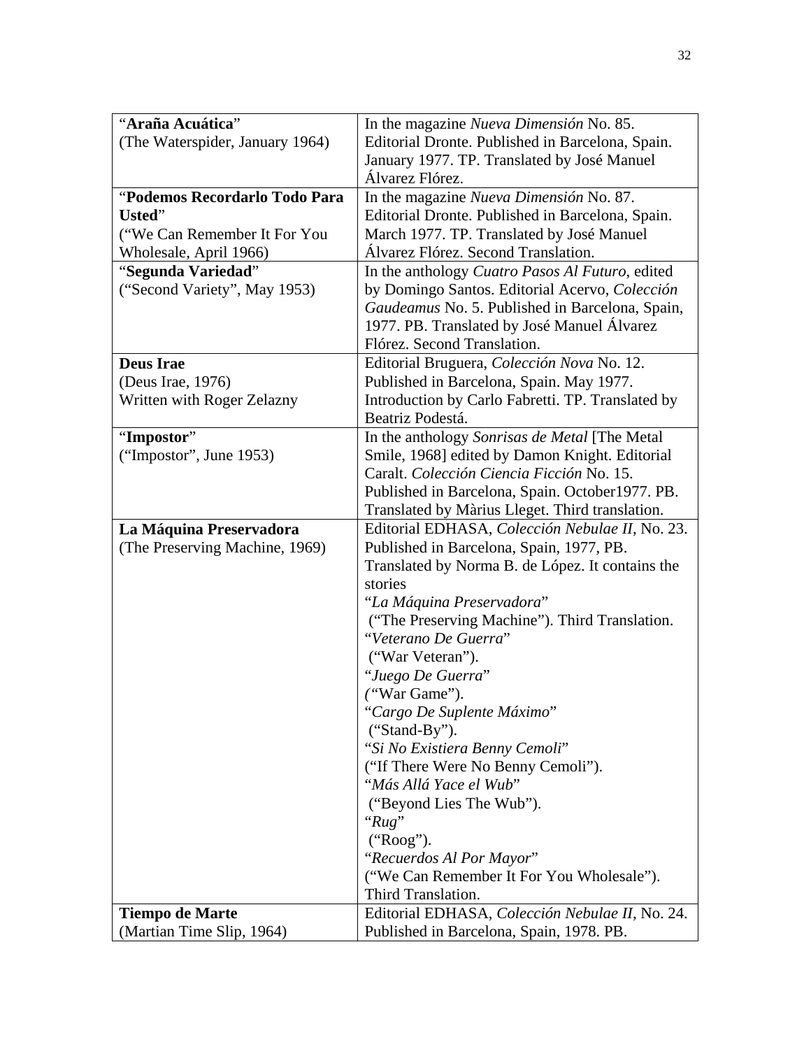| | |
|---|---|
| "**Araña Acuática**"<br>(The Waterspider, January 1964) | In the magazine *Nueva Dimensión* No. 85. Editorial Dronte. Published in Barcelona, Spain. January 1977. TP. Translated by José Manuel Álvarez Flórez. |
| "**Podemos Recordarlo Todo Para Usted**"<br>("We Can Remember It For You Wholesale, April 1966) | In the magazine *Nueva Dimensión* No. 87. Editorial Dronte. Published in Barcelona, Spain. March 1977. TP. Translated by José Manuel Álvarez Flórez. Second Translation. |
| "**Segunda Variedad**"<br>("Second Variety", May 1953) | In the anthology *Cuatro Pasos Al Futuro*, edited by Domingo Santos. Editorial Acervo, *Colección Gaudeamus* No. 5. Published in Barcelona, Spain, 1977. PB. Translated by José Manuel Álvarez Flórez. Second Translation. |
| **Deus Irae**<br>(Deus Irae, 1976)<br>Written with Roger Zelazny | Editorial Bruguera, *Colección Nova* No. 12. Published in Barcelona, Spain. May 1977. Introduction by Carlo Fabretti. TP. Translated by Beatriz Podestá. |
| "**Impostor**"<br>("Impostor", June 1953) | In the anthology *Sonrisas de Metal* [The Metal Smile, 1968] edited by Damon Knight. Editorial Caralt. *Colección Ciencia Ficción* No. 15. Published in Barcelona, Spain. October1977. PB. Translated by Màrius Lleget. Third translation. |
| **La Máquina Preservadora**<br>(The Preserving Machine, 1969) | Editorial EDHASA, *Colección Nebulae II*, No. 23. Published in Barcelona, Spain, 1977, PB. Translated by Norma B. de López. It contains the stories<br>"*La Máquina Preservadora*"<br>("The Preserving Machine"). Third Translation.<br>"*Veterano De Guerra*"<br>("War Veteran").<br>"*Juego De Guerra*"<br>("War Game").<br>"*Cargo De Suplente Máximo*"<br>("Stand-By").<br>"*Si No Existiera Benny Cemoli*"<br>("If There Were No Benny Cemoli").<br>"*Más Allá Yace el Wub*"<br>("Beyond Lies The Wub").<br>"*Rug*"<br>("Roog").<br>"*Recuerdos Al Por Mayor*"<br>("We Can Remember It For You Wholesale"). Third Translation. |
| **Tiempo de Marte**<br>(Martian Time Slip, 1964) | Editorial EDHASA, *Colección Nebulae II*, No. 24. Published in Barcelona, Spain, 1978. PB. |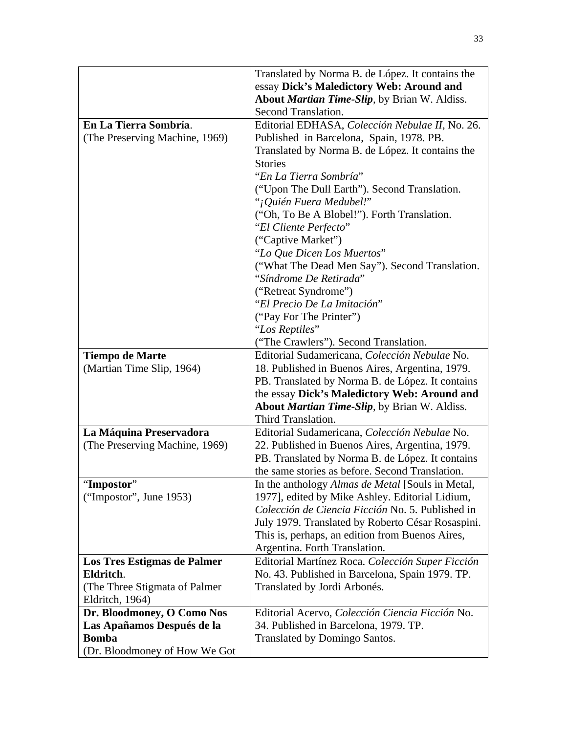| | |
|---|---|
| | Translated by Norma B. de López. It contains the essay **Dick's Maledictory Web: Around and About *Martian Time-Slip***, by Brian W. Aldiss. Second Translation. |
| **En La Tierra Sombría**. (The Preserving Machine, 1969) | Editorial EDHASA, *Colección Nebulae II*, No. 26. Published in Barcelona, Spain, 1978. PB. Translated by Norma B. de López. It contains the Stories "*En La Tierra Sombría*" ("Upon The Dull Earth"). Second Translation. "*¡Quién Fuera Medubel!*" ("Oh, To Be A Blobel!"). Forth Translation. "*El Cliente Perfecto*" ("Captive Market") "*Lo Que Dicen Los Muertos*" ("What The Dead Men Say"). Second Translation. "*Síndrome De Retirada*" ("Retreat Syndrome") "*El Precio De La Imitación*" ("Pay For The Printer") "*Los Reptiles*" ("The Crawlers"). Second Translation. |
| **Tiempo de Marte** (Martian Time Slip, 1964) | Editorial Sudamericana, *Colección Nebulae* No. 18. Published in Buenos Aires, Argentina, 1979. PB. Translated by Norma B. de López. It contains the essay **Dick's Maledictory Web: Around and About *Martian Time-Slip***, by Brian W. Aldiss. Third Translation. |
| **La Máquina Preservadora** (The Preserving Machine, 1969) | Editorial Sudamericana, *Colección Nebulae* No. 22. Published in Buenos Aires, Argentina, 1979. PB. Translated by Norma B. de López. It contains the same stories as before. Second Translation. |
| "**Impostor**" ("Impostor", June 1953) | In the anthology *Almas de Metal* [Souls in Metal, 1977], edited by Mike Ashley. Editorial Lidium, *Colección de Ciencia Ficción* No. 5. Published in July 1979. Translated by Roberto César Rosaspini. This is, perhaps, an edition from Buenos Aires, Argentina. Forth Translation. |
| **Los Tres Estigmas de Palmer Eldritch**. (The Three Stigmata of Palmer Eldritch, 1964) | Editorial Martínez Roca. *Colección Super Ficción* No. 43. Published in Barcelona, Spain 1979. TP. Translated by Jordi Arbonés. |
| **Dr. Bloodmoney, O Como Nos Las Apañamos Después de la Bomba** (Dr. Bloodmoney of How We Got | Editorial Acervo, *Colección Ciencia Ficción* No. 34. Published in Barcelona, 1979. TP. Translated by Domingo Santos. |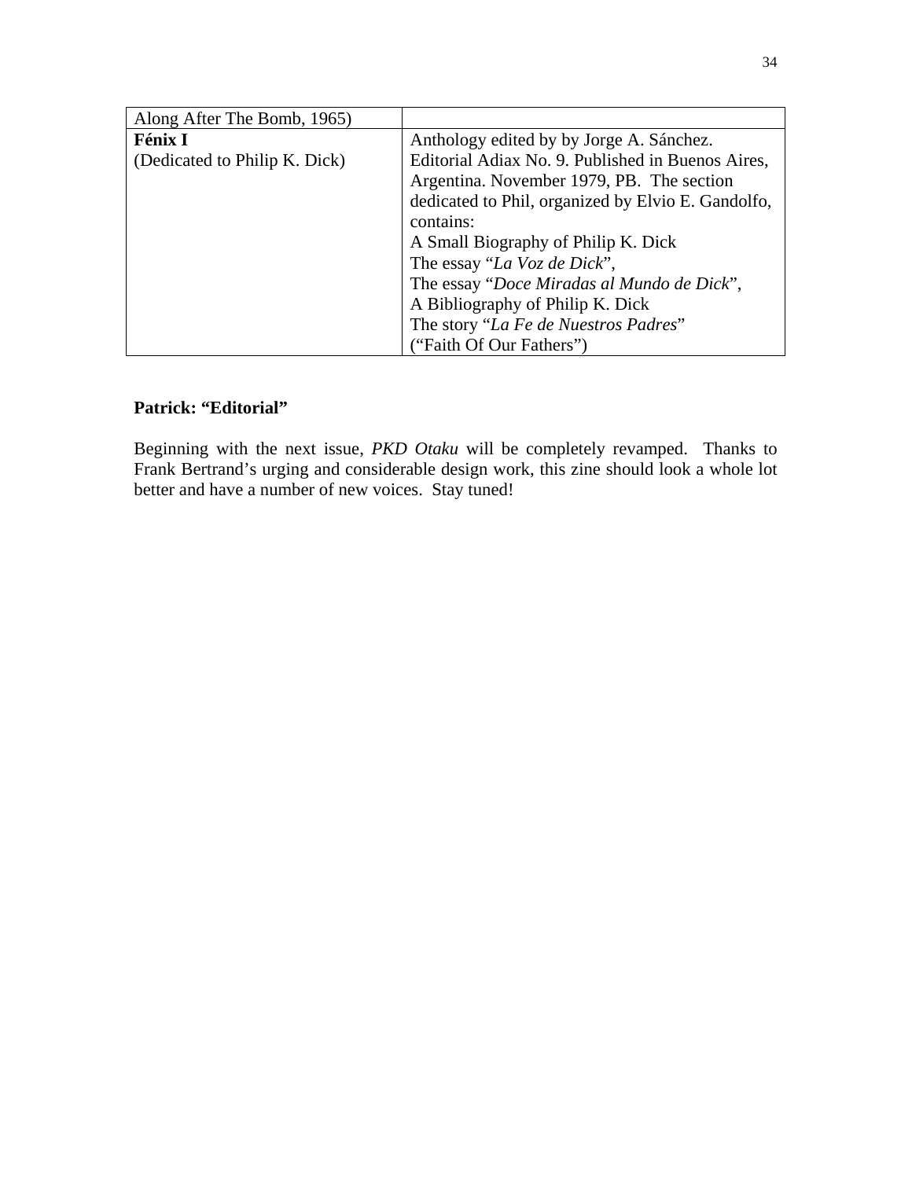| | |
|---|---|
| Along After The Bomb, 1965) | |
| **Fénix I**<br>(Dedicated to Philip K. Dick) | Anthology edited by by Jorge A. Sánchez. Editorial Adiax No. 9. Published in Buenos Aires, Argentina. November 1979, PB. The section dedicated to Phil, organized by Elvio E. Gandolfo, contains:<br>A Small Biography of Philip K. Dick<br>The essay "*La Voz de Dick*",<br>The essay "*Doce Miradas al Mundo de Dick*",<br>A Bibliography of Philip K. Dick<br>The story "*La Fe de Nuestros Padres*"<br>("Faith Of Our Fathers") |

**Patrick: "Editorial"**

Beginning with the next issue, *PKD Otaku* will be completely revamped. Thanks to Frank Bertrand's urging and considerable design work, this zine should look a whole lot better and have a number of new voices. Stay tuned!